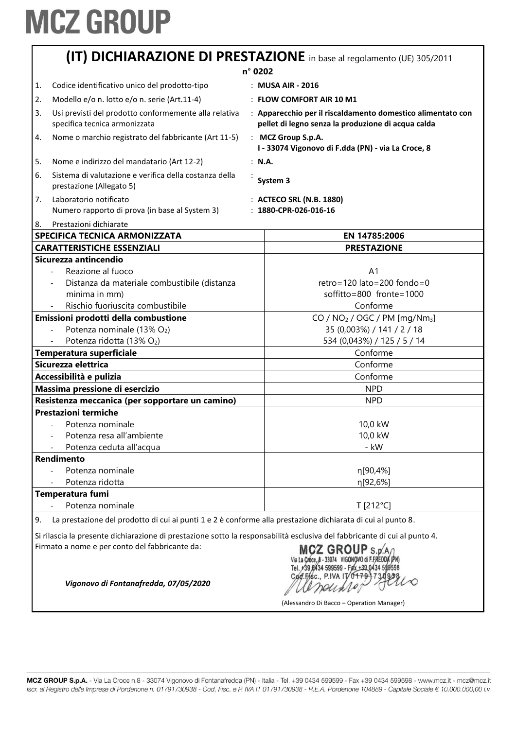# MCZ GROUP

## (IT) DICHIARAZIONE DI PRESTAZIONE in base al regolamento (UE) 305/2011

**n° 0202**

1. Codice identificativo unico del prodotto-tipo : **MUSA AIR - 2016**
2. Modello e/o n. lotto e/o n. serie (Art.11-4) : **FLOW COMFORT AIR 10 M1**
3. Usi previsti del prodotto conformemente alla relativa specifica tecnica armonizzata : **Apparecchio per il riscaldamento domestico alimentato con pellet di legno senza la produzione di acqua calda**
4. Nome o marchio registrato del fabbricante (Art 11-5) : **MCZ Group S.p.A. I - 33074 Vigonovo di F.dda (PN) - via La Croce, 8**
5. Nome e indirizzo del mandatario (Art 12-2) : **N.A.**
6. Sistema di valutazione e verifica della costanza della prestazione (Allegato 5) : **System 3**
7. Laboratorio notificato : **ACTECO SRL (N.B. 1880)**
   Numero rapporto di prova (in base al System 3) : **1880-CPR-026-016-16**
8. Prestazioni dichiarate

| **SPECIFICA TECNICA ARMONIZZATA** | **EN 14785:2006** |
|---|---|
| **CARATTERISTICHE ESSENZIALI** | **PRESTAZIONE** |
| **Sicurezza antincendio** | |
| - Reazione al fuoco | A1 |
| - Distanza da materiale combustibile (distanza minima in mm) | retro=120 lato=200 fondo=0 soffitto=800 fronte=1000 |
| - Rischio fuoriuscita combustibile | Conforme |
| **Emissioni prodotti della combustione** | $CO$ / $NO_2$ / OGC / PM [mg/Nm$_3$] |
| - Potenza nominale (13% $O_2$) | 35 (0,003%) / 141 / 2 / 18 |
| - Potenza ridotta (13% $O_2$) | 534 (0,043%) / 125 / 5 / 14 |
| **Temperatura superficiale** | Conforme |
| **Sicurezza elettrica** | Conforme |
| **Accessibilità e pulizia** | Conforme |
| **Massima pressione di esercizio** | NPD |
| **Resistenza meccanica (per sopportare un camino)** | NPD |
| **Prestazioni termiche** | |
| - Potenza nominale | 10,0 kW |
| - Potenza resa all'ambiente | 10,0 kW |
| - Potenza ceduta all'acqua | - kW |
| **Rendimento** | |
| - Potenza nominale | η[90,4%] |
| - Potenza ridotta | η[92,6%] |
| **Temperatura fumi** | |
| - Potenza nominale | T [212°C] |

9. La prestazione del prodotto di cui ai punti 1 e 2 è conforme alla prestazione dichiarata di cui al punto 8.

Si rilascia la presente dichiarazione di prestazione sotto la responsabilità esclusiva del fabbricante di cui al punto 4.
Firmato a nome e per conto del fabbricante da:

*Vigonovo di Fontanafredda, 07/05/2020*

MCZ GROUP S.p.A. Via La Croce, 8 - 33074 VIGONOVO di F.FREDDA (PN) Tel. +39 0434 599599 - Fax +39 0434 599598 Cod. Fisc., P.IVA IT 01791730938

(Alessandro Di Bacco – Operation Manager)

**MCZ GROUP S.p.A.** - Via La Croce n.8 - 33074 Vigonovo di Fontanafredda (PN) - Italia - Tel. +39 0434 599599 - Fax +39 0434 599598 - www.mcz.it - mcz@mcz.it
*Iscr. al Registro delle Imprese di Pordenone n. 01791730938 - Cod. Fisc. e P. IVA IT 01791730938 - R.E.A. Pordenone 104889 - Capitale Sociale € 10.000.000,00 i.v.*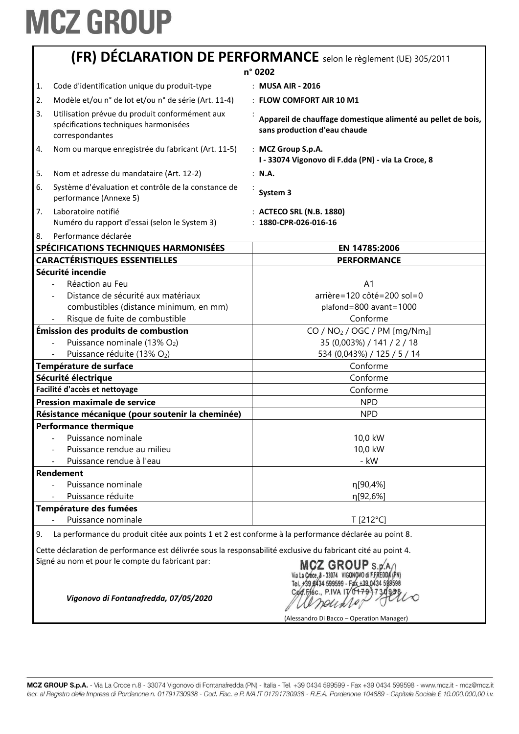# MCZ GROUP

## (FR) DÉCLARATION DE PERFORMANCE selon le règlement (UE) 305/2011

**n° 0202**

1. Code d'identification unique du produit-type : **MUSA AIR - 2016**
2. Modèle et/ou n° de lot et/ou n° de série (Art. 11-4) : **FLOW COMFORT AIR 10 M1**
3. Utilisation prévue du produit conformément aux spécifications techniques harmonisées correspondantes : **Appareil de chauffage domestique alimenté au pellet de bois, sans production d'eau chaude**
4. Nom ou marque enregistrée du fabricant (Art. 11-5) : **MCZ Group S.p.A.**
   **I - 33074 Vigonovo di F.dda (PN) - via La Croce, 8**
5. Nom et adresse du mandataire (Art. 12-2) : **N.A.**
6. Système d'évaluation et contrôle de la constance de performance (Annexe 5) : **System 3**
7. Laboratoire notifié : **ACTECO SRL (N.B. 1880)**
   Numéro du rapport d'essai (selon le System 3) : **1880-CPR-026-016-16**
8. Performance déclarée

| SPÉCIFICATIONS TECHNIQUES HARMONISÉES | EN 14785:2006 |
|---|---|
| **CARACTÉRISTIQUES ESSENTIELLES** | **PERFORMANCE** |
| **Sécurité incendie** | |
| - Réaction au Feu | A1 |
| - Distance de sécurité aux matériaux combustibles (distance minimum, en mm) | arrière=120 côté=200 sol=0 plafond=800 avant=1000 |
| - Risque de fuite de combustible | Conforme |
| **Émission des produits de combustion** | CO / $NO_2$ / OGC / PM [mg/$Nm_3$] |
| - Puissance nominale (13% $O_2$) | 35 (0,003%) / 141 / 2 / 18 |
| - Puissance réduite (13% $O_2$) | 534 (0,043%) / 125 / 5 / 14 |
| **Température de surface** | Conforme |
| **Sécurité électrique** | Conforme |
| **Facilité d'accès et nettoyage** | Conforme |
| **Pression maximale de service** | NPD |
| **Résistance mécanique (pour soutenir la cheminée)** | NPD |
| **Performance thermique** | |
| - Puissance nominale | 10,0 kW |
| - Puissance rendue au milieu | 10,0 kW |
| - Puissance rendue à l'eau | - kW |
| **Rendement** | |
| - Puissance nominale | η[90,4%] |
| - Puissance réduite | η[92,6%] |
| **Température des fumées** | |
| - Puissance nominale | T [212°C] |

9. La performance du produit citée aux points 1 et 2 est conforme à la performance déclarée au point 8.

Cette déclaration de performance est délivrée sous la responsabilité exclusive du fabricant cité au point 4.
Signé au nom et pour le compte du fabricant par:

*Vigonovo di Fontanafredda, 07/05/2020*

MCZ GROUP S.p.A. Via La Croce, 8 - 33074 VIGONOVO di F.FREDDA (PN) Tel. +39 0434 599599 - Fax +39 0434 599598 Cod.Fisc., P.IVA IT 01791730938

(Alessandro Di Bacco – Operation Manager)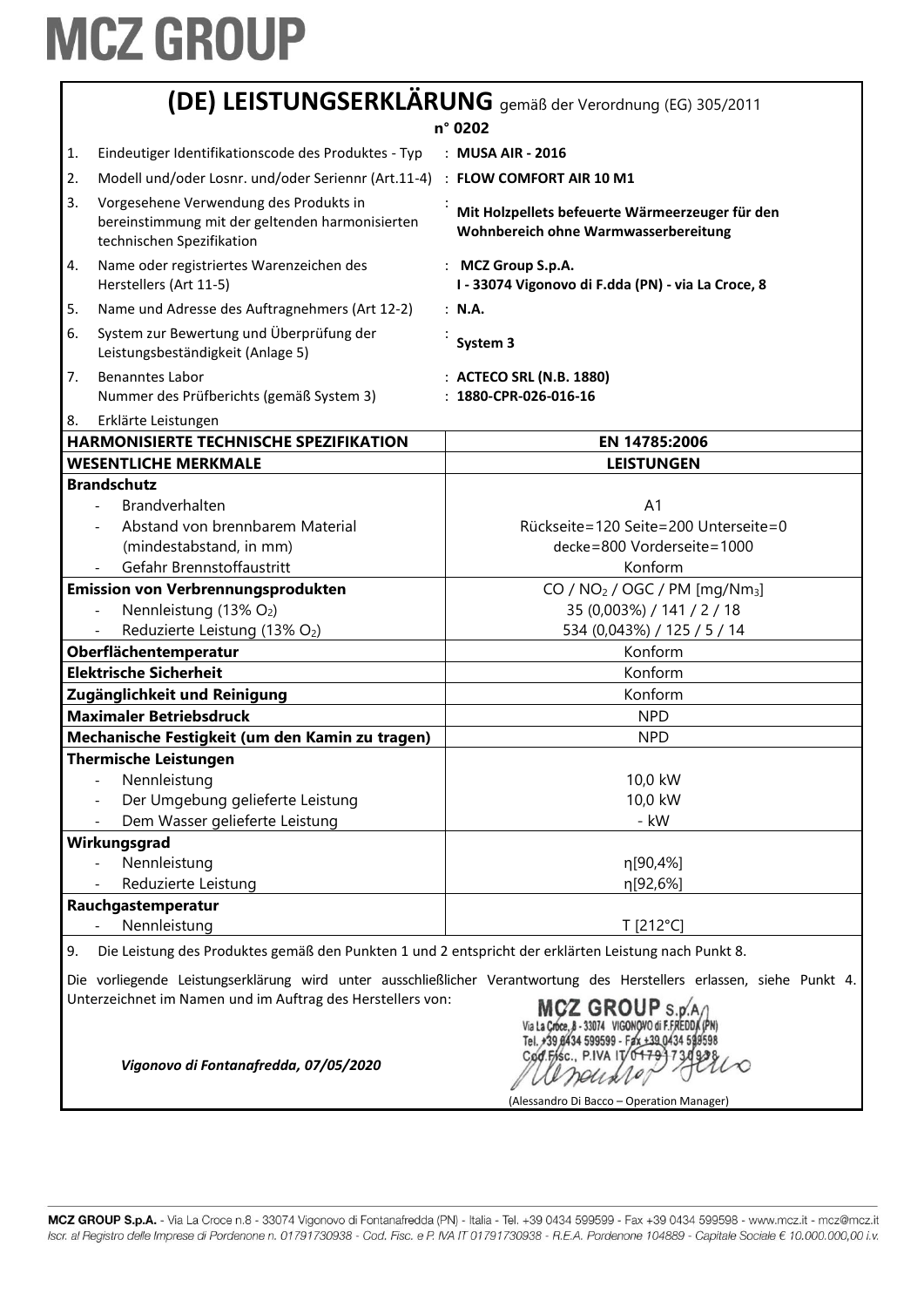# MCZ GROUP

## (DE) LEISTUNGSERKLÄRUNG gemäß der Verordnung (EG) 305/2011

**n° 0202**

| | | |
|---|---|---|
| 1. | Eindeutiger Identifikationscode des Produktes - Typ | : **MUSA AIR - 2016** |
| 2. | Modell und/oder Losnr. und/oder Seriennr (Art.11-4) | : **FLOW COMFORT AIR 10 M1** |
| 3. | Vorgesehene Verwendung des Produkts in bereinstimmung mit der geltenden harmonisierten technischen Spezifikation | : **Mit Holzpellets befeuerte Wärmeerzeuger für den Wohnbereich ohne Warmwasserbereitung** |
| 4. | Name oder registriertes Warenzeichen des Herstellers (Art 11-5) | : **MCZ Group S.p.A.** **I - 33074 Vigonovo di F.dda (PN) - via La Croce, 8** |
| 5. | Name und Adresse des Auftragnehmers (Art 12-2) | : **N.A.** |
| 6. | System zur Bewertung und Überprüfung der Leistungsbeständigkeit (Anlage 5) | : **System 3** |
| 7. | Benanntes Labor<br>Nummer des Prüfberichts (gemäß System 3) | : **ACTECO SRL (N.B. 1880)**<br>: **1880-CPR-026-016-16** |
| 8. | Erklärte Leistungen | |

| **HARMONISIERTE TECHNISCHE SPEZIFIKATION** | **EN 14785:2006** |
|---|---|
| **WESENTLICHE MERKMALE** | **LEISTUNGEN** |
| **Brandschutz** | |
| - Brandverhalten | A1 |
| - Abstand von brennbarem Material (mindestabstand, in mm) | Rückseite=120 Seite=200 Unterseite=0 decke=800 Vorderseite=1000 |
| - Gefahr Brennstoffaustritt | Konform |
| **Emission von Verbrennungsprodukten** | CO / $NO_2$ / OGC / PM [mg/$Nm_3$] |
| - Nennleistung (13% $O_2$) | 35 (0,003%) / 141 / 2 / 18 |
| - Reduzierte Leistung (13% $O_2$) | 534 (0,043%) / 125 / 5 / 14 |
| **Oberflächentemperatur** | Konform |
| **Elektrische Sicherheit** | Konform |
| **Zugänglichkeit und Reinigung** | Konform |
| **Maximaler Betriebsdruck** | NPD |
| **Mechanische Festigkeit (um den Kamin zu tragen)** | NPD |
| **Thermische Leistungen** | |
| - Nennleistung | 10,0 kW |
| - Der Umgebung gelieferte Leistung | 10,0 kW |
| - Dem Wasser gelieferte Leistung | - kW |
| **Wirkungsgrad** | |
| - Nennleistung | η[90,4%] |
| - Reduzierte Leistung | η[92,6%] |
| **Rauchgastemperatur** | |
| - Nennleistung | T [212°C] |

9. Die Leistung des Produktes gemäß den Punkten 1 und 2 entspricht der erklärten Leistung nach Punkt 8.

Die vorliegende Leistungserklärung wird unter ausschließlicher Verantwortung des Herstellers erlassen, siehe Punkt 4. Unterzeichnet im Namen und im Auftrag des Herstellers von:

*Vigonovo di Fontanafredda, 07/05/2020*

MCZ GROUP S.p.A. Via La Croce, 8 - 33074 VIGONOVO di F.FREDDA (PN) Tel. +39 0434 599599 - Fax +39 0434 599598 Cod.Fisc., P.IVA IT 01791730938

(Alessandro Di Bacco – Operation Manager)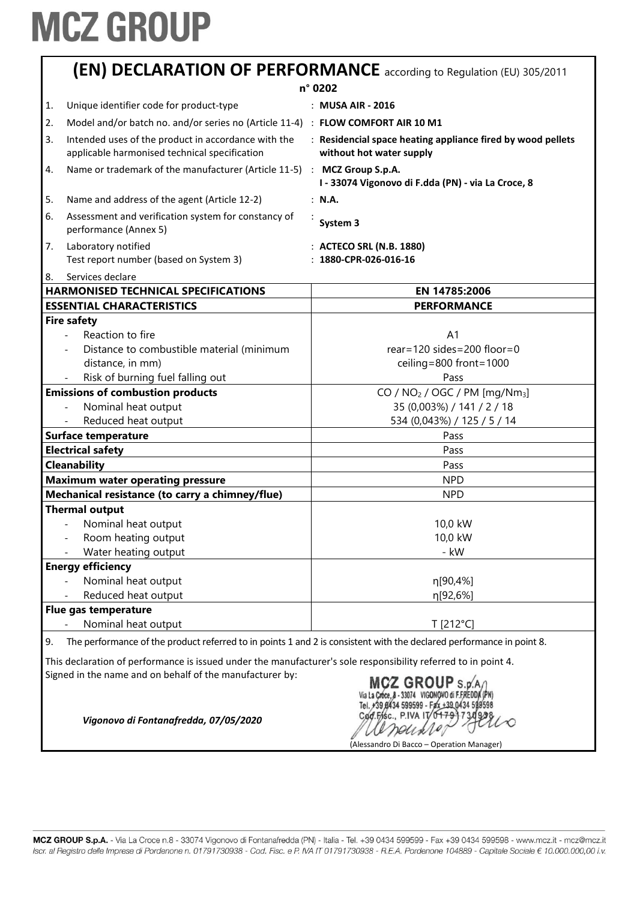# MCZ GROUP

## (EN) DECLARATION OF PERFORMANCE according to Regulation (EU) 305/2011

**n° 0202**

| | | |
|---|---|---|
| 1. | Unique identifier code for product-type | : **MUSA AIR - 2016** |
| 2. | Model and/or batch no. and/or series no (Article 11-4) | : **FLOW COMFORT AIR 10 M1** |
| 3. | Intended uses of the product in accordance with the applicable harmonised technical specification | : **Residencial space heating appliance fired by wood pellets without hot water supply** |
| 4. | Name or trademark of the manufacturer (Article 11-5) | : **MCZ Group S.p.A.** **I - 33074 Vigonovo di F.dda (PN) - via La Croce, 8** |
| 5. | Name and address of the agent (Article 12-2) | : **N.A.** |
| 6. | Assessment and verification system for constancy of performance (Annex 5) | : **System 3** |
| 7. | Laboratory notified<br>Test report number (based on System 3) | : **ACTECO SRL (N.B. 1880)**<br>: **1880-CPR-026-016-16** |
| 8. | Services declare | |

| HARMONISED TECHNICAL SPECIFICATIONS | EN 14785:2006 |
|---|---|
| **ESSENTIAL CHARACTERISTICS** | **PERFORMANCE** |
| **Fire safety** | |
| - Reaction to fire | A1 |
| - Distance to combustible material (minimum distance, in mm) | rear=120 sides=200 floor=0 ceiling=800 front=1000 |
| - Risk of burning fuel falling out | Pass |
| **Emissions of combustion products** | CO / $NO_2$ / OGC / PM [mg/$Nm_3$] |
| - Nominal heat output | 35 (0,003%) / 141 / 2 / 18 |
| - Reduced heat output | 534 (0,043%) / 125 / 5 / 14 |
| **Surface temperature** | Pass |
| **Electrical safety** | Pass |
| **Cleanability** | Pass |
| **Maximum water operating pressure** | NPD |
| **Mechanical resistance (to carry a chimney/flue)** | NPD |
| **Thermal output** | |
| - Nominal heat output | 10,0 kW |
| - Room heating output | 10,0 kW |
| - Water heating output | - kW |
| **Energy efficiency** | |
| - Nominal heat output | η[90,4%] |
| - Reduced heat output | η[92,6%] |
| **Flue gas temperature** | |
| - Nominal heat output | T [212°C] |

9. The performance of the product referred to in points 1 and 2 is consistent with the declared performance in point 8.

This declaration of performance is issued under the manufacturer's sole responsibility referred to in point 4.
Signed in the name and on behalf of the manufacturer by:

*Vigonovo di Fontanafredda, 07/05/2020*

MCZ GROUP S.p.A. Via La Croce, 8 - 33074 VIGONOVO di F.FREDDA (PN) Tel. +39 0434 599599 - Fax +39 0434 599598 Cod.Fisc., P.IVA IT 01791730938

(Alessandro Di Bacco – Operation Manager)

MCZ GROUP S.p.A. - Via La Croce n.8 - 33074 Vigonovo di Fontanafredda (PN) - Italia - Tel. +39 0434 599599 - Fax +39 0434 599598 - www.mcz.it - mcz@mcz.it
*Iscr. al Registro delle Imprese di Pordenone n. 01791730938 - Cod. Fisc. e P. IVA IT 01791730938 - R.E.A. Pordenone 104889 - Capitale Sociale € 10.000.000,00 i.v.*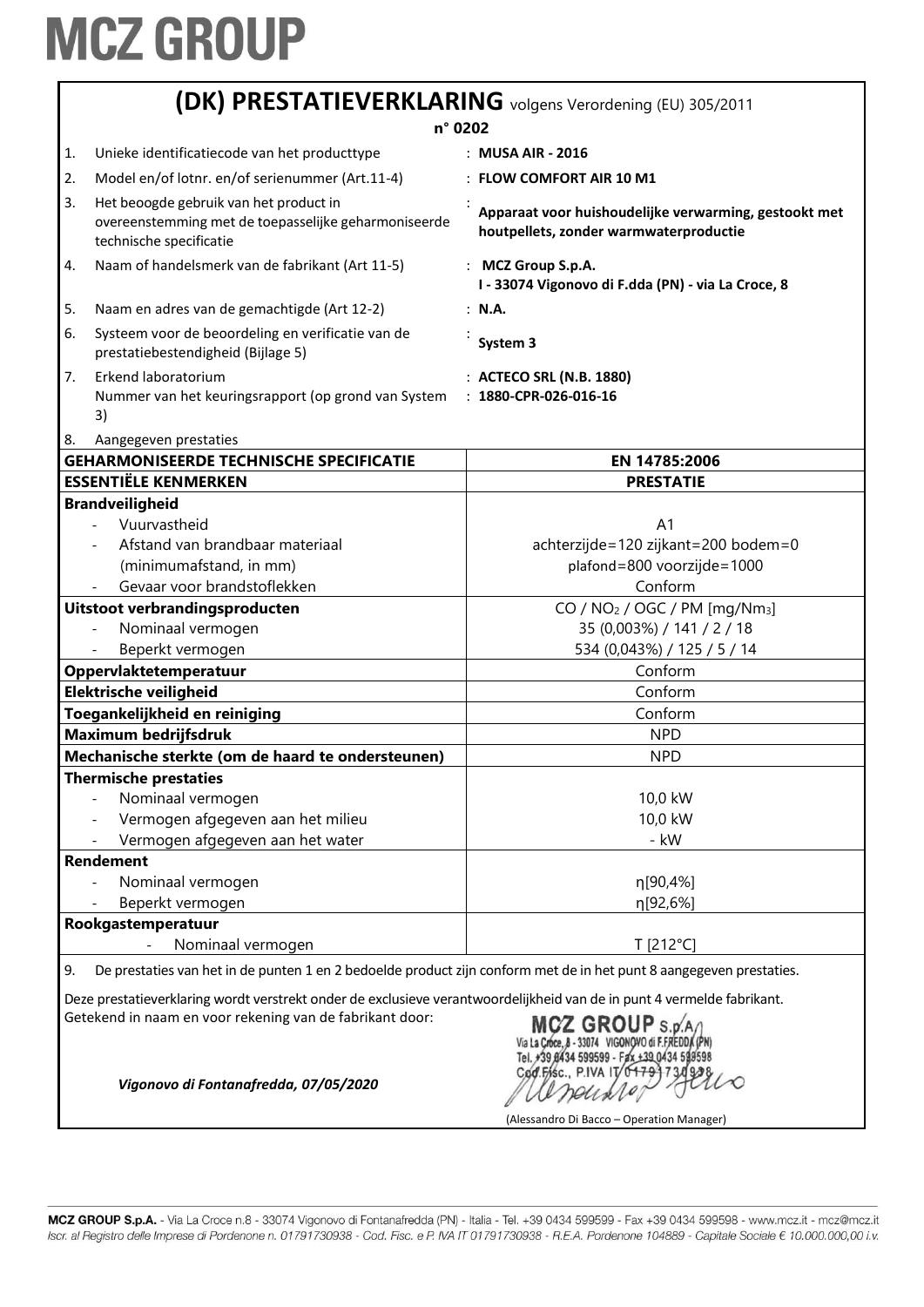# MCZ GROUP

## (DK) PRESTATIEVERKLARING volgens Verordening (EU) 305/2011

**n° 0202**

1. Unieke identificatiecode van het producttype : **MUSA AIR - 2016**
2. Model en/of lotnr. en/of serienummer (Art.11-4) : **FLOW COMFORT AIR 10 M1**
3. Het beoogde gebruik van het product in overeenstemming met de toepasselijke geharmoniseerde technische specificatie : **Apparaat voor huishoudelijke verwarming, gestookt met houtpellets, zonder warmwaterproductie**
4. Naam of handelsmerk van de fabrikant (Art 11-5) : **MCZ Group S.p.A. I - 33074 Vigonovo di F.dda (PN) - via La Croce, 8**
5. Naam en adres van de gemachtigde (Art 12-2) : **N.A.**
6. Systeem voor de beoordeling en verificatie van de prestatiebestendigheid (Bijlage 5) : **System 3**
7. Erkend laboratorium : **ACTECO SRL (N.B. 1880)**
   Nummer van het keuringsrapport (op grond van System 3) : **1880-CPR-026-016-16**
8. Aangegeven prestaties

| GEHARMONISEERDE TECHNISCHE SPECIFICATIE | EN 14785:2006 |
|---|---|
| **ESSENTIËLE KENMERKEN** | **PRESTATIE** |
| **Brandveiligheid** | |
| - Vuurvastheid | A1 |
| - Afstand van brandbaar materiaal (minimumafstand, in mm) | achterzijde=120 zijkant=200 bodem=0 plafond=800 voorzijde=1000 |
| - Gevaar voor brandstoflekken | Conform |
| **Uitstoot verbrandingsproducten** | CO / $NO_2$ / OGC / PM [mg/Nm$_3$] |
| - Nominaal vermogen | 35 (0,003%) / 141 / 2 / 18 |
| - Beperkt vermogen | 534 (0,043%) / 125 / 5 / 14 |
| **Oppervlaktetemperatuur** | Conform |
| **Elektrische veiligheid** | Conform |
| **Toegankelijkheid en reiniging** | Conform |
| **Maximum bedrijfsdruk** | NPD |
| **Mechanische sterkte (om de haard te ondersteunen)** | NPD |
| **Thermische prestaties** | |
| - Nominaal vermogen | 10,0 kW |
| - Vermogen afgegeven aan het milieu | 10,0 kW |
| - Vermogen afgegeven aan het water | - kW |
| **Rendement** | |
| - Nominaal vermogen | η[90,4%] |
| - Beperkt vermogen | η[92,6%] |
| **Rookgastemperatuur** | |
| - Nominaal vermogen | T [212°C] |

9. De prestaties van het in de punten 1 en 2 bedoelde product zijn conform met de in het punt 8 aangegeven prestaties.

Deze prestatieverklaring wordt verstrekt onder de exclusieve verantwoordelijkheid van de in punt 4 vermelde fabrikant.
Getekend in naam en voor rekening van de fabrikant door:

*Vigonovo di Fontanafredda, 07/05/2020*

MCZ GROUP S.p.A. Via La Croce, 8 - 33074 VIGONOVO di F.FREDDA (PN) Tel. +39 0434 599599 - Fax +39 0434 599598 Cod.Fisc., P.IVA IT 01791730938

(Alessandro Di Bacco – Operation Manager)

**MCZ GROUP S.p.A.** - Via La Croce n.8 - 33074 Vigonovo di Fontanafredda (PN) - Italia - Tel. +39 0434 599599 - Fax +39 0434 599598 - www.mcz.it - mcz@mcz.it
*Iscr. al Registro delle Imprese di Pordenone n. 01791730938 - Cod. Fisc. e P. IVA IT 01791730938 - R.E.A. Pordenone 104889 - Capitale Sociale € 10.000.000,00 i.v.*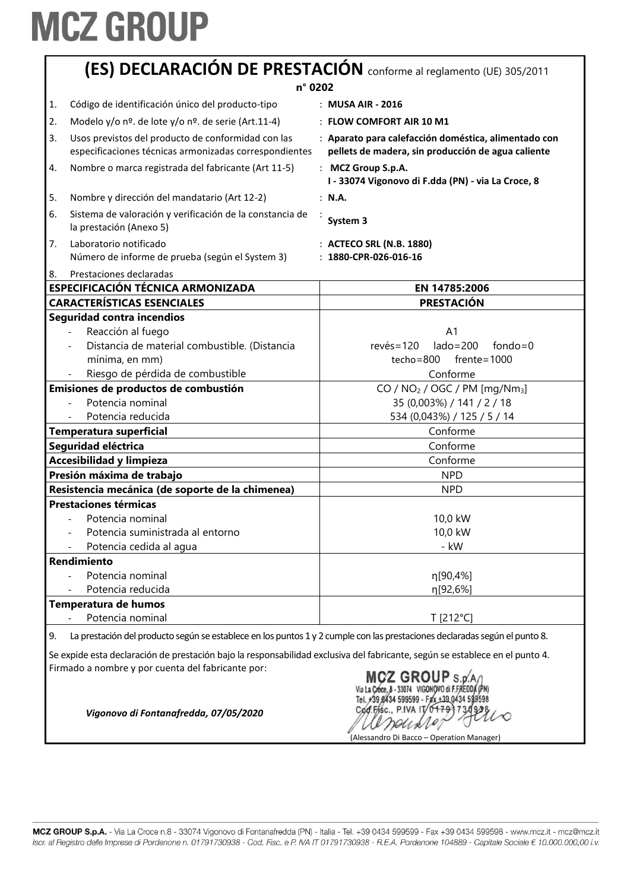# MCZ GROUP

## (ES) DECLARACIÓN DE PRESTACIÓN conforme al reglamento (UE) 305/2011

**n° 0202**

| | | |
|---|---|---|
| 1. | Código de identificación único del producto-tipo | : **MUSA AIR - 2016** |
| 2. | Modelo y/o nº. de lote y/o nº. de serie (Art.11-4) | : **FLOW COMFORT AIR 10 M1** |
| 3. | Usos previstos del producto de conformidad con las especificaciones técnicas armonizadas correspondientes | : **Aparato para calefacción doméstica, alimentado con pellets de madera, sin producción de agua caliente** |
| 4. | Nombre o marca registrada del fabricante (Art 11-5) | : **MCZ Group S.p.A. I - 33074 Vigonovo di F.dda (PN) - via La Croce, 8** |
| 5. | Nombre y dirección del mandatario (Art 12-2) | : **N.A.** |
| 6. | Sistema de valoración y verificación de la constancia de la prestación (Anexo 5) | : **System 3** |
| 7. | Laboratorio notificado<br>Número de informe de prueba (según el System 3) | : **ACTECO SRL (N.B. 1880)**<br>: **1880-CPR-026-016-16** |
| 8. | Prestaciones declaradas | |

| **ESPECIFICACIÓN TÉCNICA ARMONIZADA** | **EN 14785:2006** |
|---|---|
| **CARACTERÍSTICAS ESENCIALES** | **PRESTACIÓN** |
| **Seguridad contra incendios** | |
| - Reacción al fuego | A1 |
| - Distancia de material combustible. (Distancia mínima, en mm) | revés=120 lado=200 fondo=0<br>techo=800 frente=1000 |
| - Riesgo de pérdida de combustible | Conforme |
| **Emisiones de productos de combustión** | CO / $NO_2$ / OGC / PM [mg/$Nm_3$] |
| - Potencia nominal | 35 (0,003%) / 141 / 2 / 18 |
| - Potencia reducida | 534 (0,043%) / 125 / 5 / 14 |
| **Temperatura superficial** | Conforme |
| **Seguridad eléctrica** | Conforme |
| **Accesibilidad y limpieza** | Conforme |
| **Presión máxima de trabajo** | NPD |
| **Resistencia mecánica (de soporte de la chimenea)** | NPD |
| **Prestaciones térmicas** | |
| - Potencia nominal | 10,0 kW |
| - Potencia suministrada al entorno | 10,0 kW |
| - Potencia cedida al agua | - kW |
| **Rendimiento** | |
| - Potencia nominal | η[90,4%] |
| - Potencia reducida | η[92,6%] |
| **Temperatura de humos** | |
| - Potencia nominal | T [212°C] |

9. La prestación del producto según se establece en los puntos 1 y 2 cumple con las prestaciones declaradas según el punto 8.

Se expide esta declaración de prestación bajo la responsabilidad exclusiva del fabricante, según se establece en el punto 4.
Firmado a nombre y por cuenta del fabricante por:

*Vigonovo di Fontanafredda, 07/05/2020*

MCZ GROUP S.p.A. Via La Croce, 8 - 33074 VIGONOVO di F.FREDDA (PN) Tel. +39 0434 599599 - Fax +39 0434 599598 Cod.Fisc., P.IVA IT 01791730938

(Alessandro Di Bacco – Operation Manager)

MCZ GROUP S.p.A. - Via La Croce n.8 - 33074 Vigonovo di Fontanafredda (PN) - Italia - Tel. +39 0434 599599 - Fax +39 0434 599598 - www.mcz.it - mcz@mcz.it
*Iscr. al Registro delle Imprese di Pordenone n. 01791730938 - Cod. Fisc. e P. IVA IT 01791730938 - R.E.A. Pordenone 104889 - Capitale Sociale € 10.000.000,00 i.v.*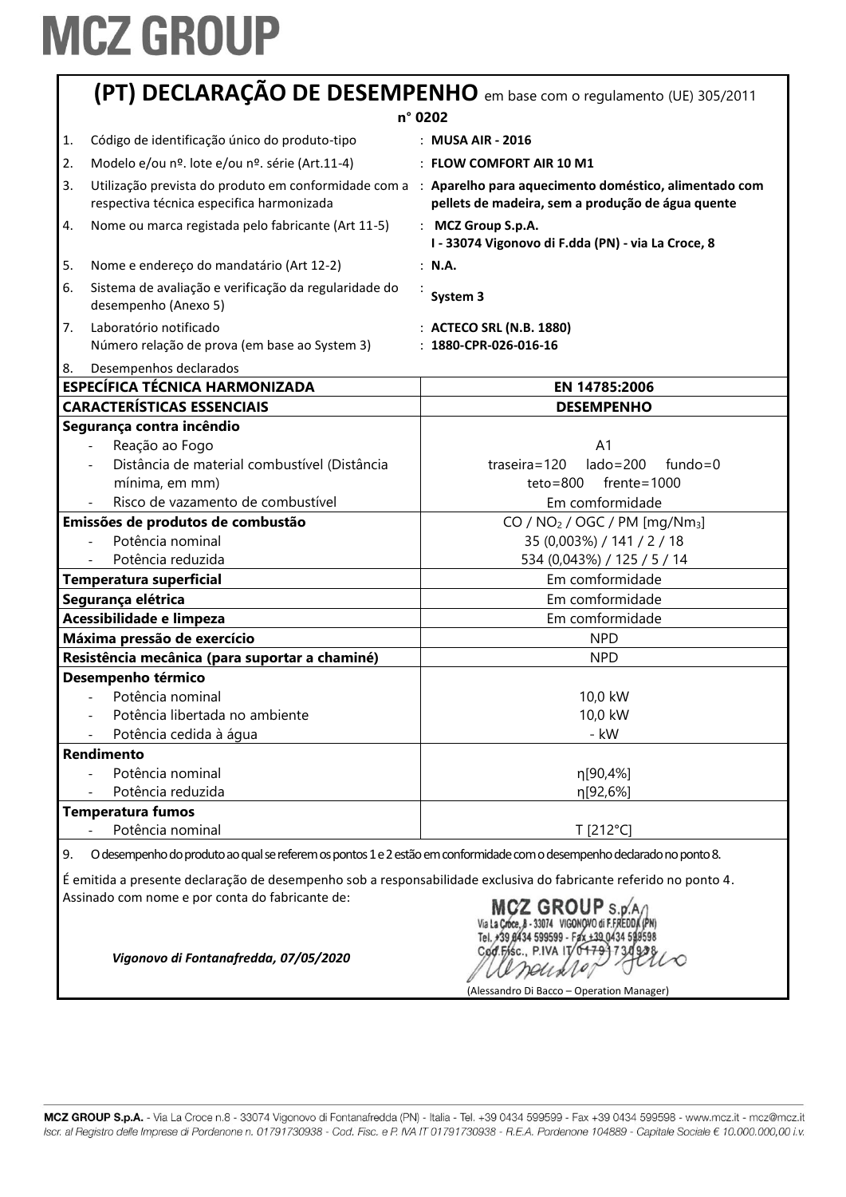# MCZ GROUP

## (PT) DECLARAÇÃO DE DESEMPENHO em base com o regulamento (UE) 305/2011

**n° 0202**

| | | |
|---|---|---|
| 1. | Código de identificação único do produto-tipo | : **MUSA AIR - 2016** |
| 2. | Modelo e/ou nº. lote e/ou nº. série (Art.11-4) | : **FLOW COMFORT AIR 10 M1** |
| 3. | Utilização prevista do produto em conformidade com a respectiva técnica especifica harmonizada | : **Aparelho para aquecimento doméstico, alimentado com pellets de madeira, sem a produção de água quente** |
| 4. | Nome ou marca registada pelo fabricante (Art 11-5) | : **MCZ Group S.p.A.** **I - 33074 Vigonovo di F.dda (PN) - via La Croce, 8** |
| 5. | Nome e endereço do mandatário (Art 12-2) | : **N.A.** |
| 6. | Sistema de avaliação e verificação da regularidade do desempenho (Anexo 5) | : **System 3** |
| 7. | Laboratório notificado<br>Número relação de prova (em base ao System 3) | : **ACTECO SRL (N.B. 1880)**<br>: **1880-CPR-026-016-16** |
| 8. | Desempenhos declarados | |

| **ESPECÍFICA TÉCNICA HARMONIZADA** | **EN 14785:2006** |
|---|---|
| **CARACTERÍSTICAS ESSENCIAIS** | **DESEMPENHO** |
| **Segurança contra incêndio** | |
| - Reação ao Fogo | A1 |
| - Distância de material combustível (Distância mínima, em mm) | traseira=120 lado=200 fundo=0 teto=800 frente=1000 |
| - Risco de vazamento de combustível | Em comformidade |
| **Emissões de produtos de combustão** | CO / $NO_2$ / OGC / PM [mg/$Nm_3$] |
| - Potência nominal | 35 (0,003%) / 141 / 2 / 18 |
| - Potência reduzida | 534 (0,043%) / 125 / 5 / 14 |
| **Temperatura superficial** | Em comformidade |
| **Segurança elétrica** | Em comformidade |
| **Acessibilidade e limpeza** | Em comformidade |
| **Máxima pressão de exercício** | NPD |
| **Resistência mecânica (para suportar a chaminé)** | NPD |
| **Desempenho térmico** | |
| - Potência nominal | 10,0 kW |
| - Potência libertada no ambiente | 10,0 kW |
| - Potência cedida à água | - kW |
| **Rendimento** | |
| - Potência nominal | η[90,4%] |
| - Potência reduzida | η[92,6%] |
| **Temperatura fumos** | |
| - Potência nominal | T [212°C] |

9. O desempenho do produto ao qual se referem os pontos 1 e 2 estão em conformidade com o desempenho declarado no ponto 8.

É emitida a presente declaração de desempenho sob a responsabilidade exclusiva do fabricante referido no ponto 4.
Assinado com nome e por conta do fabricante de:

*Vigonovo di Fontanafredda, 07/05/2020*

MCZ GROUP S.p.A. Via La Croce, 8 - 33074 VIGONOVO di F.FREDDA (PN) Tel. +39 0434 599599 - Fax +39 0434 599598 Cod.Fisc., P.IVA IT 01791730938

(Alessandro Di Bacco – Operation Manager)

**MCZ GROUP S.p.A.** - Via La Croce n.8 - 33074 Vigonovo di Fontanafredda (PN) - Italia - Tel. +39 0434 599599 - Fax +39 0434 599598 - www.mcz.it - mcz@mcz.it
*Iscr. al Registro delle Imprese di Pordenone n. 01791730938 - Cod. Fisc. e P. IVA IT 01791730938 - R.E.A. Pordenone 104889 - Capitale Sociale € 10.000.000,00 i.v.*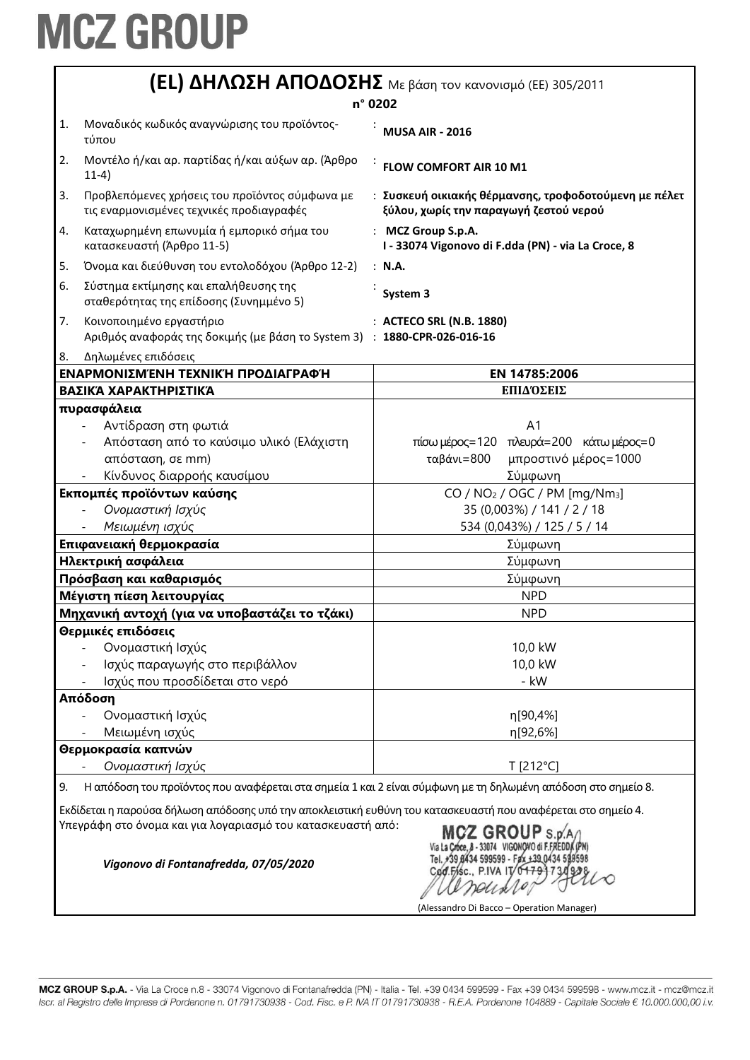# MCZ GROUP

## (EL) ΔΗΛΩΣΗ ΑΠΟΔΟΣΗΣ Με βάση τον κανονισμό (ΕΕ) 305/2011

**n° 0202**

| | | |
|---|---|---|
| 1. | Μοναδικός κωδικός αναγνώρισης του προϊόντος-τύπου | : **MUSA AIR - 2016** |
| 2. | Μοντέλο ή/και αρ. παρτίδας ή/και αύξων αρ. (Άρθρο 11-4) | : **FLOW COMFORT AIR 10 M1** |
| 3. | Προβλεπόμενες χρήσεις του προϊόντος σύμφωνα με τις εναρμονισμένες τεχνικές προδιαγραφές | : **Συσκευή οικιακής θέρμανσης, τροφοδοτούμενη με πέλετ ξύλου, χωρίς την παραγωγή ζεστού νερού** |
| 4. | Καταχωρημένη επωνυμία ή εμπορικό σήμα του κατασκευαστή (Άρθρο 11-5) | : **MCZ Group S.p.A.** **I - 33074 Vigonovo di F.dda (PN) - via La Croce, 8** |
| 5. | Όνομα και διεύθυνση του εντολοδόχου (Άρθρο 12-2) | : **N.A.** |
| 6. | Σύστημα εκτίμησης και επαλήθευσης της σταθερότητας της επίδοσης (Συνημμένο 5) | : **System 3** |
| 7. | Κοινοποιημένο εργαστήριο<br>Αριθμός αναφοράς της δοκιμής (με βάση το System 3) | : **ACTECO SRL (N.B. 1880)**<br>: **1880-CPR-026-016-16** |
| 8. | Δηλωμένες επιδόσεις | |

| **ΕΝΑΡΜΟΝΙΣΜΈΝΗ ΤΕΧΝΙΚΉ ΠΡΟΔΙΑΓΡΑΦΉ** | **EN 14785:2006** |
|---|---|
| **ΒΑΣΙΚΆ ΧΑΡΑΚΤΗΡΙΣΤΙΚΆ** | **ΕΠΙΔΌΣΕΙΣ** |
| **πυρασφάλεια** | |
| - Αντίδραση στη φωτιά | A1 |
| - Απόσταση από το καύσιμο υλικό (Ελάχιστη απόσταση, σε mm) | πίσω μέρος=120 πλευρά=200 κάτω μέρος=0<br>ταβάνι=800 μπροστινό μέρος=1000 |
| - Κίνδυνος διαρροής καυσίμου | Σύμφωνη |
| **Εκπομπές προϊόντων καύσης** | CO / $NO_2$ / OGC / PM [mg/$Nm_3$] |
| - *Ονομαστική Ισχύς* | 35 (0,003%) / 141 / 2 / 18 |
| - *Μειωμένη ισχύς* | 534 (0,043%) / 125 / 5 / 14 |
| **Επιφανειακή θερμοκρασία** | Σύμφωνη |
| **Ηλεκτρική ασφάλεια** | Σύμφωνη |
| **Πρόσβαση και καθαρισμός** | Σύμφωνη |
| **Μέγιστη πίεση λειτουργίας** | NPD |
| **Μηχανική αντοχή (για να υποβαστάζει το τζάκι)** | NPD |
| **Θερμικές επιδόσεις** | |
| - Ονομαστική Ισχύς | 10,0 kW |
| - Ισχύς παραγωγής στο περιβάλλον | 10,0 kW |
| - Ισχύς που προσδίδεται στο νερό | - kW |
| **Απόδοση** | |
| - Ονομαστική Ισχύς | η[90,4%] |
| - Μειωμένη ισχύς | η[92,6%] |
| **Θερμοκρασία καπνών** | |
| - *Ονομαστική Ισχύς* | T [212°C] |

9. Η απόδοση του προϊόντος που αναφέρεται στα σημεία 1 και 2 είναι σύμφωνη με τη δηλωμένη απόδοση στο σημείο 8.

Εκδίδεται η παρούσα δήλωση απόδοσης υπό την αποκλειστική ευθύνη του κατασκευαστή που αναφέρεται στο σημείο 4.
Υπεγράφη στο όνομα και για λογαριασμό του κατασκευαστή από:

*Vigonovo di Fontanafredda, 07/05/2020*

MCZ GROUP S.p.A.
Via La Croce, 8 - 33074 VIGONOVO di F.FREDDA (PN)
Tel. +39 0434 599599 - Fax +39 0434 599598
Cod.Fisc., P.IVA IT 01791730938

(Alessandro Di Bacco – Operation Manager)

**MCZ GROUP S.p.A.** - Via La Croce n.8 - 33074 Vigonovo di Fontanafredda (PN) - Italia - Tel. +39 0434 599599 - Fax +39 0434 599598 - www.mcz.it - mcz@mcz.it
*Iscr. al Registro delle Imprese di Pordenone n. 01791730938 - Cod. Fisc. e P. IVA IT 01791730938 - R.E.A. Pordenone 104889 - Capitale Sociale € 10.000.000,00 i.v.*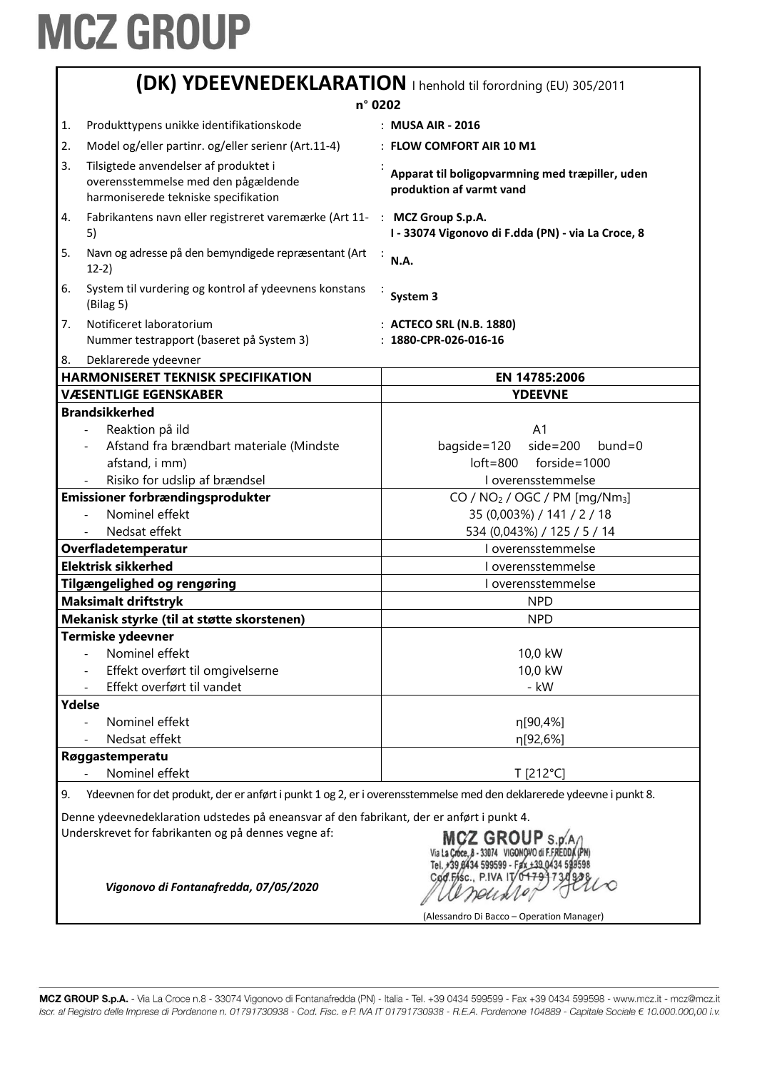# MCZ GROUP

## (DK) YDEEVNEDEKLARATION I henhold til forordning (EU) 305/2011

**n° 0202**

| | | |
|---|---|---|
| 1. | Produkttypens unikke identifikationskode | : **MUSA AIR - 2016** |
| 2. | Model og/eller partinr. og/eller serienr (Art.11-4) | : **FLOW COMFORT AIR 10 M1** |
| 3. | Tilsigtede anvendelser af produktet i overensstemmelse med den pågældende harmoniserede tekniske specifikation | : **Apparat til boligopvarmning med træpiller, uden produktion af varmt vand** |
| 4. | Fabrikantens navn eller registreret varemærke (Art 11-5) | : **MCZ Group S.p.A. I - 33074 Vigonovo di F.dda (PN) - via La Croce, 8** |
| 5. | Navn og adresse på den bemyndigede repræsentant (Art 12-2) | : **N.A.** |
| 6. | System til vurdering og kontrol af ydeevnens konstans (Bilag 5) | : **System 3** |
| 7. | Notificeret laboratorium<br>Nummer testrapport (baseret på System 3) | : **ACTECO SRL (N.B. 1880)**<br>: **1880-CPR-026-016-16** |
| 8. | Deklarerede ydeevner | |

| **HARMONISERET TEKNISK SPECIFIKATION** | **EN 14785:2006** |
|---|---|
| **VÆSENTLIGE EGENSKABER** | **YDEEVNE** |
| **Brandsikkerhed** | |
| - Reaktion på ild | A1 |
| - Afstand fra brændbart materiale (Mindste afstand, i mm) | bagside=120 side=200 bund=0<br>loft=800 forside=1000 |
| - Risiko for udslip af brændsel | I overensstemmelse |
| **Emissioner forbrændingsprodukter** | CO / $NO_2$ / OGC / PM [mg/$Nm_3$] |
| - Nominel effekt | 35 (0,003%) / 141 / 2 / 18 |
| - Nedsat effekt | 534 (0,043%) / 125 / 5 / 14 |
| **Overfladetemperatur** | I overensstemmelse |
| **Elektrisk sikkerhed** | I overensstemmelse |
| **Tilgængelighed og rengøring** | I overensstemmelse |
| **Maksimalt driftstryk** | NPD |
| **Mekanisk styrke (til at støtte skorstenen)** | NPD |
| **Termiske ydeevner** | |
| - Nominel effekt | 10,0 kW |
| - Effekt overført til omgivelserne | 10,0 kW |
| - Effekt overført til vandet | - kW |
| **Ydelse** | |
| - Nominel effekt | η[90,4%] |
| - Nedsat effekt | η[92,6%] |
| **Røggastemperatu** | |
| - Nominel effekt | T [212°C] |

9. Ydeevnen for det produkt, der er anført i punkt 1 og 2, er i overensstemmelse med den deklarerede ydeevne i punkt 8.

Denne ydeevnedeklaration udstedes på eneansvar af den fabrikant, der er anført i punkt 4.
Underskrevet for fabrikanten og på dennes vegne af:

*Vigonovo di Fontanafredda, 07/05/2020*

MCZ GROUP S.p.A. Via La Croce, 8 - 33074 VIGONOVO di F.FREDDA (PN) Tel. +39 0434 599599 - Fax +39 0434 599598 Cod.Fisc., P.IVA IT 01791730938

(Alessandro Di Bacco – Operation Manager)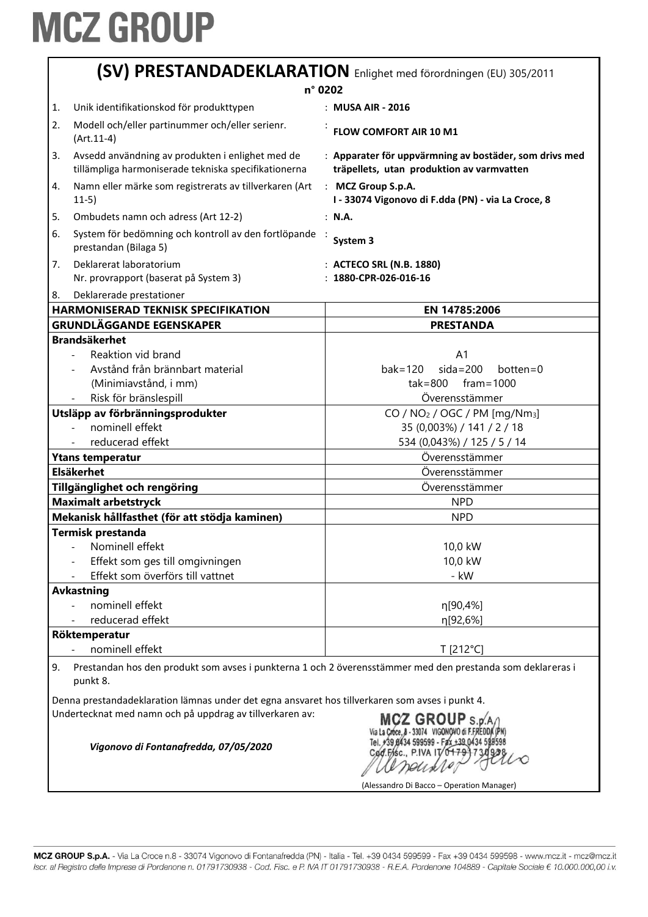# MCZ GROUP

## (SV) PRESTANDADEKLARATION Enlighet med förordningen (EU) 305/2011

**n° 0202**

| | | |
|---|---|---|
| 1. | Unik identifikationskod för produkttypen | : **MUSA AIR - 2016** |
| 2. | Modell och/eller partinummer och/eller serienr. (Art.11-4) | : **FLOW COMFORT AIR 10 M1** |
| 3. | Avsedd användning av produkten i enlighet med de tillämpliga harmoniserade tekniska specifikationerna | : **Apparater för uppvärmning av bostäder, som drivs med träpellets, utan produktion av varmvatten** |
| 4. | Namn eller märke som registrerats av tillverkaren (Art 11-5) | : **MCZ Group S.p.A. I - 33074 Vigonovo di F.dda (PN) - via La Croce, 8** |
| 5. | Ombudets namn och adress (Art 12-2) | : **N.A.** |
| 6. | System för bedömning och kontroll av den fortlöpande prestandan (Bilaga 5) | : **System 3** |
| 7. | Deklarerat laboratorium<br>Nr. provrapport (baserat på System 3) | : **ACTECO SRL (N.B. 1880)**<br>: **1880-CPR-026-016-16** |
| 8. | Deklarerade prestationer | |

| **HARMONISERAD TEKNISK SPECIFIKATION** | **EN 14785:2006** |
|---|---|
| **GRUNDLÄGGANDE EGENSKAPER** | **PRESTANDA** |
| **Brandsäkerhet** | |
| - Reaktion vid brand | A1 |
| - Avstånd från brännbart material (Minimiavstånd, i mm) | bak=120 sida=200 botten=0<br>tak=800 fram=1000 |
| - Risk för bränslespill | Överensstämmer |
| **Utsläpp av förbränningsprodukter** | CO / $NO_2$ / OGC / PM [mg/$Nm_3$] |
| - nominell effekt | 35 (0,003%) / 141 / 2 / 18 |
| - reducerad effekt | 534 (0,043%) / 125 / 5 / 14 |
| **Ytans temperatur** | Överensstämmer |
| **Elsäkerhet** | Överensstämmer |
| **Tillgänglighet och rengöring** | Överensstämmer |
| **Maximalt arbetstryck** | NPD |
| **Mekanisk hållfasthet (för att stödja kaminen)** | NPD |
| **Termisk prestanda** | |
| - Nominell effekt | 10,0 kW |
| - Effekt som ges till omgivningen | 10,0 kW |
| - Effekt som överförs till vattnet | - kW |
| **Avkastning** | |
| - nominell effekt | η[90,4%] |
| - reducerad effekt | η[92,6%] |
| **Röktemperatur** | |
| - nominell effekt | T [212°C] |

9. Prestandan hos den produkt som avses i punkterna 1 och 2 överensstämmer med den prestanda som deklareras i punkt 8.

Denna prestandadeklaration lämnas under det egna ansvaret hos tillverkaren som avses i punkt 4.
Undertecknat med namn och på uppdrag av tillverkaren av:

*Vigonovo di Fontanafredda, 07/05/2020*

MCZ GROUP S.p.A. Via La Croce, 8 - 33074 VIGONOVO di F.FREDDA (PN) Tel. +39 0434 599599 - Fax +39 0434 599598 Cod.Fisc., P.IVA IT 01791730938

(Alessandro Di Bacco – Operation Manager)

MCZ GROUP S.p.A. - Via La Croce n.8 - 33074 Vigonovo di Fontanafredda (PN) - Italia - Tel. +39 0434 599599 - Fax +39 0434 599598 - www.mcz.it - mcz@mcz.it
*Iscr. al Registro delle Imprese di Pordenone n. 01791730938 - Cod. Fisc. e P. IVA IT 01791730938 - R.E.A. Pordenone 104889 - Capitale Sociale € 10.000.000,00 i.v.*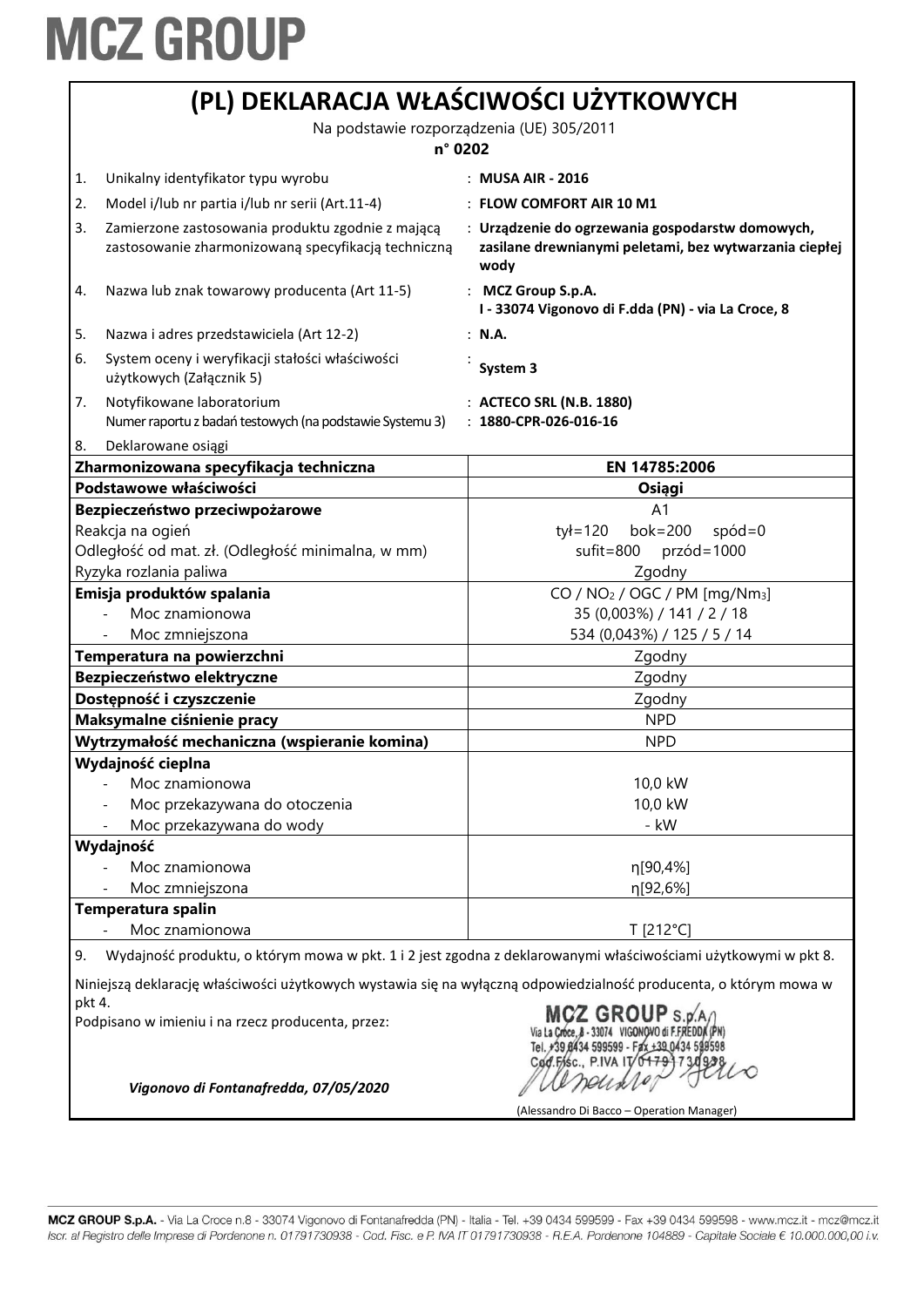# MCZ GROUP

## (PL) DEKLARACJA WŁAŚCIWOŚCI UŻYTKOWYCH

Na podstawie rozporządzenia (UE) 305/2011

**n° 0202**

| | | |
|---|---|---|
| 1. | Unikalny identyfikator typu wyrobu | : **MUSA AIR - 2016** |
| 2. | Model i/lub nr partia i/lub nr serii (Art.11-4) | : **FLOW COMFORT AIR 10 M1** |
| 3. | Zamierzone zastosowania produktu zgodnie z mającą zastosowanie zharmonizowaną specyfikacją techniczną | : **Urządzenie do ogrzewania gospodarstw domowych, zasilane drewnianymi peletami, bez wytwarzania ciepłej wody** |
| 4. | Nazwa lub znak towarowy producenta (Art 11-5) | : **MCZ Group S.p.A. I - 33074 Vigonovo di F.dda (PN) - via La Croce, 8** |
| 5. | Nazwa i adres przedstawiciela (Art 12-2) | : **N.A.** |
| 6. | System oceny i weryfikacji stałości właściwości użytkowych (Załącznik 5) | : **System 3** |
| 7. | Notyfikowane laboratorium<br>Numer raportu z badań testowych (na podstawie Systemu 3) | : **ACTECO SRL (N.B. 1880)**<br>: **1880-CPR-026-016-16** |
| 8. | Deklarowane osiągi | |

| **Zharmonizowana specyfikacja techniczna** | **EN 14785:2006** |
|---|---|
| **Podstawowe właściwości** | **Osiągi** |
| **Bezpieczeństwo przeciwpożarowe** | A1 |
| Reakcja na ogień | tył=120 bok=200 spód=0 |
| Odległość od mat. zł. (Odległość minimalna, w mm) | sufit=800 przód=1000 |
| Ryzyka rozlania paliwa | Zgodny |
| **Emisja produktów spalania** | CO / $NO_2$ / OGC / PM [mg/$Nm_3$] |
| - Moc znamionowa | 35 (0,003%) / 141 / 2 / 18 |
| - Moc zmniejszona | 534 (0,043%) / 125 / 5 / 14 |
| **Temperatura na powierzchni** | Zgodny |
| **Bezpieczeństwo elektryczne** | Zgodny |
| **Dostępność i czyszczenie** | Zgodny |
| **Maksymalne ciśnienie pracy** | NPD |
| **Wytrzymałość mechaniczna (wspieranie komina)** | NPD |
| **Wydajność cieplna** | |
| - Moc znamionowa | 10,0 kW |
| - Moc przekazywana do otoczenia | 10,0 kW |
| - Moc przekazywana do wody | - kW |
| **Wydajność** | |
| - Moc znamionowa | η[90,4%] |
| - Moc zmniejszona | η[92,6%] |
| **Temperatura spalin** | |
| - Moc znamionowa | T [212°C] |

9. Wydajność produktu, o którym mowa w pkt. 1 i 2 jest zgodna z deklarowanymi właściwościami użytkowymi w pkt 8.

Niniejszą deklarację właściwości użytkowych wystawia się na wyłączną odpowiedzialność producenta, o którym mowa w pkt 4.

Podpisano w imieniu i na rzecz producenta, przez:

MCZ GROUP S.p.A. Via La Croce, 8 - 33074 VIGONOVO di F.FREDDA (PN) Tel. +39 0434 599599 - Fax +39 0434 599598 Cod.Fisc., P.IVA IT 01791730938

*Vigonovo di Fontanafredda, 07/05/2020*

(Alessandro Di Bacco – Operation Manager)

MCZ GROUP S.p.A. - Via La Croce n.8 - 33074 Vigonovo di Fontanafredda (PN) - Italia - Tel. +39 0434 599599 - Fax +39 0434 599598 - www.mcz.it - mcz@mcz.it
*Iscr. al Registro delle Imprese di Pordenone n. 01791730938 - Cod. Fisc. e P. IVA IT 01791730938 - R.E.A. Pordenone 104889 - Capitale Sociale € 10.000.000,00 i.v.*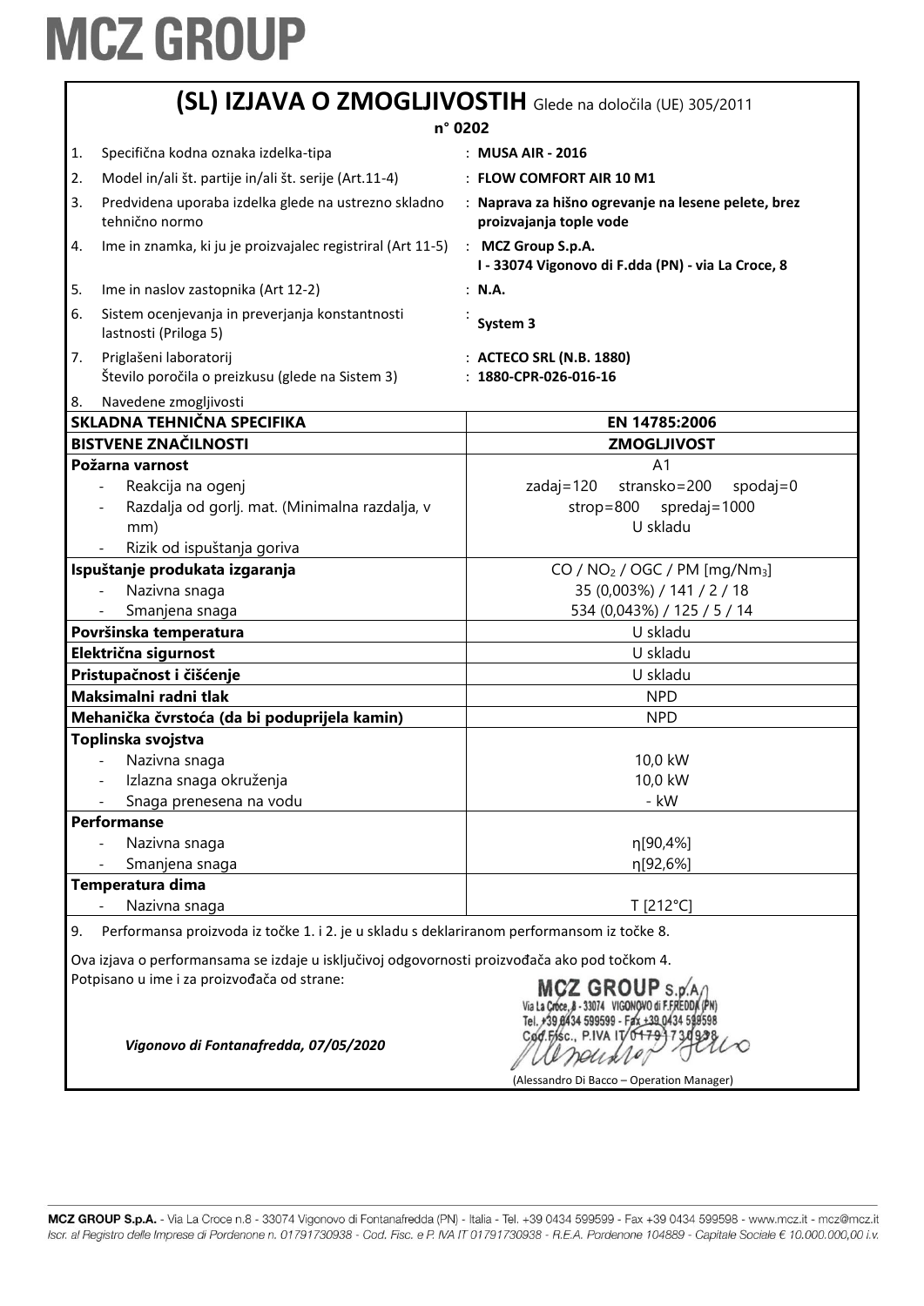# MCZ GROUP

## (SL) IZJAVA O ZMOGLJIVOSTIH Glede na določila (UE) 305/2011

**n° 0202**

| | | |
|---|---|---|
| 1. | Specifična kodna oznaka izdelka-tipa | : **MUSA AIR - 2016** |
| 2. | Model in/ali št. partije in/ali št. serije (Art.11-4) | : **FLOW COMFORT AIR 10 M1** |
| 3. | Predvidena uporaba izdelka glede na ustrezno skladno tehnično normo | : **Naprava za hišno ogrevanje na lesene pelete, brez proizvajanja tople vode** |
| 4. | Ime in znamka, ki ju je proizvajalec registriral (Art 11-5) | : **MCZ Group S.p.A. I - 33074 Vigonovo di F.dda (PN) - via La Croce, 8** |
| 5. | Ime in naslov zastopnika (Art 12-2) | : **N.A.** |
| 6. | Sistem ocenjevanja in preverjanja konstantnosti lastnosti (Priloga 5) | : **System 3** |
| 7. | Priglašeni laboratorij<br>Število poročila o preizkusu (glede na Sistem 3) | : **ACTECO SRL (N.B. 1880)**<br>: **1880-CPR-026-016-16** |
| 8. | Navedene zmogljivosti | |

| **SKLADNA TEHNIČNA SPECIFIKA** | **EN 14785:2006** |
|---|---|
| **BISTVENE ZNAČILNOSTI** | **ZMOGLJIVOST** |
| **Požarna varnost** | A1 |
| - Reakcija na ogenj | zadaj=120 stransko=200 spodaj=0 |
| - Razdalja od gorlj. mat. (Minimalna razdalja, v mm) | strop=800 spredaj=1000 |
| | U skladu |
| - Rizik od ispuštanja goriva | |
| **Ispuštanje produkata izgaranja** | CO / $NO_2$ / OGC / PM [mg/$Nm_3$] |
| - Nazivna snaga | 35 (0,003%) / 141 / 2 / 18 |
| - Smanjena snaga | 534 (0,043%) / 125 / 5 / 14 |
| **Površinska temperatura** | U skladu |
| **Električna sigurnost** | U skladu |
| **Pristupačnost i čišćenje** | U skladu |
| **Maksimalni radni tlak** | NPD |
| **Mehanička čvrstoća (da bi poduprijela kamin)** | NPD |
| **Toplinska svojstva** | |
| - Nazivna snaga | 10,0 kW |
| - Izlazna snaga okruženja | 10,0 kW |
| - Snaga prenesena na vodu | - kW |
| **Performanse** | |
| - Nazivna snaga | η[90,4%] |
| - Smanjena snaga | η[92,6%] |
| **Temperatura dima** | |
| - Nazivna snaga | T [212°C] |

9. Performansa proizvoda iz točke 1. i 2. je u skladu s deklariranom performansom iz točke 8.

Ova izjava o performansama se izdaje u isključivoj odgovornosti proizvođača ako pod točkom 4.
Potpisano u ime i za proizvođača od strane:

*Vigonovo di Fontanafredda, 07/05/2020*

MCZ GROUP S.p.A. Via La Croce, 8 - 33074 VIGONOVO di F.FREDDA (PN) Tel. +39 0434 599599 - Fax +39 0434 599598 Cod.Fisc., P.IVA IT 01791730938

(Alessandro Di Bacco – Operation Manager)

**MCZ GROUP S.p.A.** - Via La Croce n.8 - 33074 Vigonovo di Fontanafredda (PN) - Italia - Tel. +39 0434 599599 - Fax +39 0434 599598 - www.mcz.it - mcz@mcz.it
*Iscr. al Registro delle Imprese di Pordenone n. 01791730938 - Cod. Fisc. e P. IVA IT 01791730938 - R.E.A. Pordenone 104889 - Capitale Sociale € 10.000.000,00 i.v.*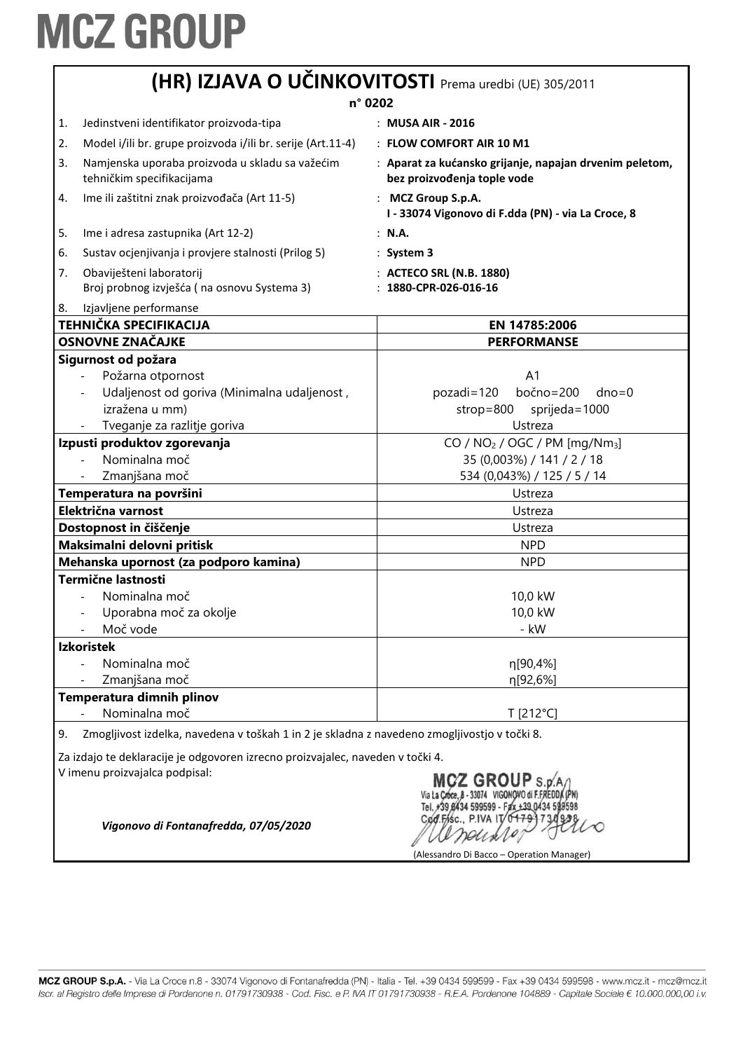# MCZ GROUP

## (HR) IZJAVA O UČINKOVITOSTI Prema uredbi (UE) 305/2011

**n° 0202**

1. Jedinstveni identifikator proizvoda-tipa : **MUSA AIR - 2016**
2. Model i/ili br. grupe proizvoda i/ili br. serije (Art.11-4) : **FLOW COMFORT AIR 10 M1**
3. Namjenska uporaba proizvoda u skladu sa važećim tehničkim specifikacijama : **Aparat za kućansko grijanje, napajan drvenim peletom, bez proizvođenja tople vode**
4. Ime ili zaštitni znak proizvođača (Art 11-5) : **MCZ Group S.p.A. I - 33074 Vigonovo di F.dda (PN) - via La Croce, 8**
5. Ime i adresa zastupnika (Art 12-2) : **N.A.**
6. Sustav ocjenjivanja i provjere stalnosti (Prilog 5) : **System 3**
7. Obaviješteni laboratorij : **ACTECO SRL (N.B. 1880)**
   Broj probnog izvješća ( na osnovu Systema 3) : **1880-CPR-026-016-16**
8. Izjavljene performanse

| TEHNIČKA SPECIFIKACIJA | EN 14785:2006 |
|---|---|
| **OSNOVNE ZNAČAJKE** | **PERFORMANSE** |
| **Sigurnost od požara** | |
| - Požarna otpornost | A1 |
| - Udaljenost od goriva (Minimalna udaljenost , izražena u mm) | pozadi=120 bočno=200 dno=0 strop=800 sprijeda=1000 |
| - Tveganje za razlitje goriva | Ustreza |
| **Izpusti produktov zgorevanja** | CO / $NO_2$ / OGC / PM [mg/$Nm_3$] |
| - Nominalna moč | 35 (0,003%) / 141 / 2 / 18 |
| - Zmanjšana moč | 534 (0,043%) / 125 / 5 / 14 |
| **Temperatura na površini** | Ustreza |
| **Električna varnost** | Ustreza |
| **Dostopnost in čiščenje** | Ustreza |
| **Maksimalni delovni pritisk** | NPD |
| **Mehanska upornost (za podporo kamina)** | NPD |
| **Termične lastnosti** | |
| - Nominalna moč | 10,0 kW |
| - Uporabna moč za okolje | 10,0 kW |
| - Moč vode | - kW |
| **Izkoristek** | |
| - Nominalna moč | η[90,4%] |
| - Zmanjšana moč | η[92,6%] |
| **Temperatura dimnih plinov** | |
| - Nominalna moč | T [212°C] |

9. Zmogljivost izdelka, navedena v toškah 1 in 2 je skladna z navedeno zmogljivostjo v točki 8.

Za izdajo te deklaracije je odgovoren izrecno proizvajalec, naveden v točki 4.
V imenu proizvajalca podpisal:

*Vigonovo di Fontanafredda, 07/05/2020*

MCZ GROUP S.p.A. Via La Croce, 8 - 33074 VIGONOVO di F.FREDDA (PN) Tel. +39 0434 599599 - Fax +39 0434 599598 Cod.Fisc., P.IVA IT 01791730938

(Alessandro Di Bacco – Operation Manager)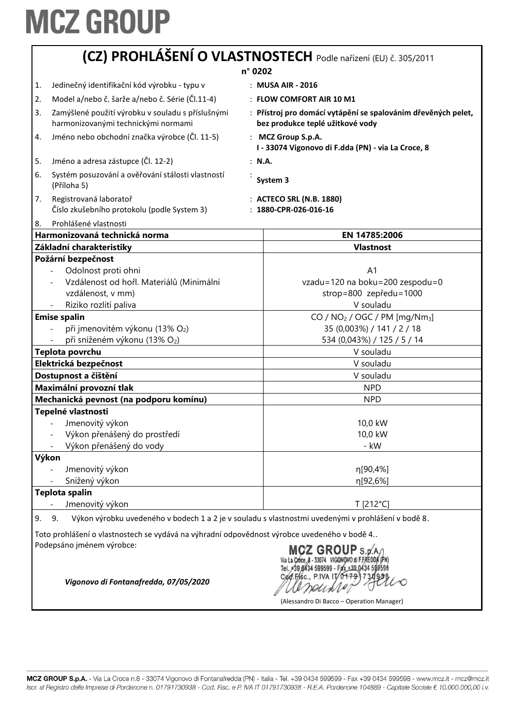# MCZ GROUP

## (CZ) PROHLÁŠENÍ O VLASTNOSTECH Podle nařízení (EU) č. 305/2011

**n° 0202**

1. Jedinečný identifikační kód výrobku - typu v : **MUSA AIR - 2016**
2. Model a/nebo č. šarže a/nebo č. Série (Čl.11-4) : **FLOW COMFORT AIR 10 M1**
3. Zamýšlené použití výrobku v souladu s příslušnými harmonizovanými technickými normami : **Přístroj pro domácí vytápění se spalováním dřevěných pelet, bez produkce teplé užitkové vody**
4. Jméno nebo obchodní značka výrobce (Čl. 11-5) : **MCZ Group S.p.A. I - 33074 Vigonovo di F.dda (PN) - via La Croce, 8**
5. Jméno a adresa zástupce (Čl. 12-2) : **N.A.**
6. Systém posuzování a ověřování stálosti vlastností (Příloha 5) : **System 3**
7. Registrovaná laboratoř : **ACTECO SRL (N.B. 1880)**
   Číslo zkušebního protokolu (podle System 3) : **1880-CPR-026-016-16**
8. Prohlášené vlastnosti

| **Harmonizovaná technická norma** | **EN 14785:2006** |
|---|---|
| **Základní charakteristiky** | **Vlastnost** |
| **Požární bezpečnost** | |
| - Odolnost proti ohni | A1 |
| - Vzdálenost od hořl. Materiálů (Minimální vzdálenost, v mm) | vzadu=120 na boku=200 zespodu=0 strop=800 zepředu=1000 |
| - Riziko rozlití paliva | V souladu |
| **Emise spalin** | CO / $NO_2$ / OGC / PM [mg/$Nm_3$] |
| - při jmenovitém výkonu (13% $O_2$) | 35 (0,003%) / 141 / 2 / 18 |
| - při sníženém výkonu (13% $O_2$) | 534 (0,043%) / 125 / 5 / 14 |
| **Teplota povrchu** | V souladu |
| **Elektrická bezpečnost** | V souladu |
| **Dostupnost a čištění** | V souladu |
| **Maximální provozní tlak** | NPD |
| **Mechanická pevnost (na podporu komínu)** | NPD |
| **Tepelné vlastnosti** | |
| - Jmenovitý výkon | 10,0 kW |
| - Výkon přenášený do prostředí | 10,0 kW |
| - Výkon přenášený do vody | - kW |
| **Výkon** | |
| - Jmenovitý výkon | η[90,4%] |
| - Snížený výkon | η[92,6%] |
| **Teplota spalin** | |
| - Jmenovitý výkon | T [212°C] |

9. 9. Výkon výrobku uvedeného v bodech 1 a 2 je v souladu s vlastnostmi uvedenými v prohlášení v bodě 8.

Toto prohlášení o vlastnostech se vydává na výhradní odpovědnost výrobce uvedeného v bodě 4..

Podepsáno jménem výrobce:

*Vigonovo di Fontanafredda, 07/05/2020*

MCZ GROUP S.p.A. Via La Croce, 8 - 33074 VIGONOVO di F.FREDDA (PN) Tel. +39 0434 599599 - Fax +39 0434 599598 Cod.Fisc., P.IVA IT 01791730938

(Alessandro Di Bacco – Operation Manager)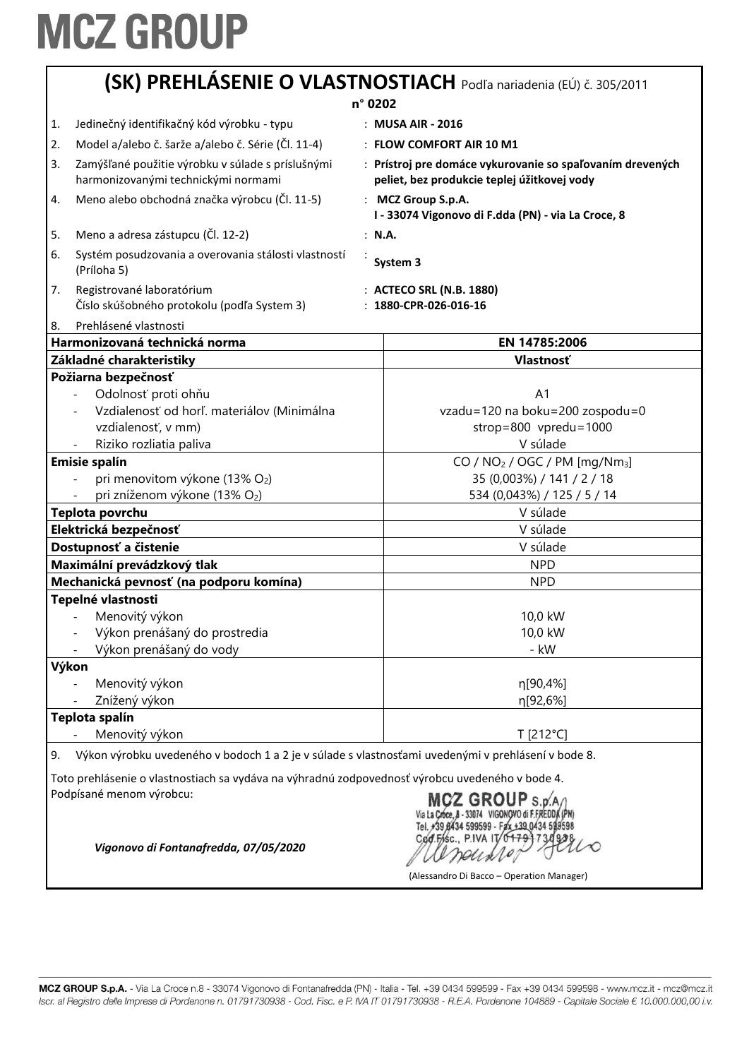MCZ GROUP

# (SK) PREHLÁSENIE O VLASTNOSTIACH Podľa nariadenia (EÚ) č. 305/2011

**n° 0202**

1. Jedinečný identifikačný kód výrobku - typu : **MUSA AIR - 2016**
2. Model a/alebo č. šarže a/alebo č. Série (Čl. 11-4) : **FLOW COMFORT AIR 10 M1**
3. Zamýšľané použitie výrobku v súlade s príslušnými harmonizovanými technickými normami : **Prístroj pre domáce vykurovanie so spaľovaním drevených peliet, bez produkcie teplej úžitkovej vody**
4. Meno alebo obchodná značka výrobcu (Čl. 11-5) : **MCZ Group S.p.A. I - 33074 Vigonovo di F.dda (PN) - via La Croce, 8**
5. Meno a adresa zástupcu (Čl. 12-2) : **N.A.**
6. Systém posudzovania a overovania stálosti vlastností (Príloha 5) : **System 3**
7. Registrované laboratórium : **ACTECO SRL (N.B. 1880)**
   Číslo skúšobného protokolu (podľa System 3) : **1880-CPR-026-016-16**
8. Prehlásené vlastnosti

| Harmonizovaná technická norma | EN 14785:2006 |
|---|---|
| **Základné charakteristiky** | **Vlastnosť** |
| **Požiarna bezpečnosť** | |
| - Odolnosť proti ohňu | A1 |
| - Vzdialenosť od horľ. materiálov (Minimálna vzdialenosť, v mm) | vzadu=120 na boku=200 zospodu=0 strop=800 vpredu=1000 |
| - Riziko rozliatia paliva | V súlade |
| **Emisie spalín** | CO / $NO_2$ / OGC / PM [mg/$Nm_3$] |
| - pri menovitom výkone (13% $O_2$) | 35 (0,003%) / 141 / 2 / 18 |
| - pri zníženom výkone (13% $O_2$) | 534 (0,043%) / 125 / 5 / 14 |
| **Teplota povrchu** | V súlade |
| **Elektrická bezpečnosť** | V súlade |
| **Dostupnosť a čistenie** | V súlade |
| **Maximální prevádzkový tlak** | NPD |
| **Mechanická pevnosť (na podporu komína)** | NPD |
| **Tepelné vlastnosti** | |
| - Menovitý výkon | 10,0 kW |
| - Výkon prenášaný do prostredia | 10,0 kW |
| - Výkon prenášaný do vody | - kW |
| **Výkon** | |
| - Menovitý výkon | η[90,4%] |
| - Znížený výkon | η[92,6%] |
| **Teplota spalín** | |
| - Menovitý výkon | T [212°C] |

9. Výkon výrobku uvedeného v bodoch 1 a 2 je v súlade s vlastnosťami uvedenými v prehlásení v bode 8.

Toto prehlásenie o vlastnostiach sa vydáva na výhradnú zodpovednosť výrobcu uvedeného v bode 4.
Podpísané menom výrobcu:

*Vigonovo di Fontanafredda, 07/05/2020*

MCZ GROUP S.p.A. Via La Croce, 8 - 33074 VIGONOVO di F.FREDDA (PN) Tel. +39 0434 599599 - Fax +39 0434 599598 Cod.Fisc., P.IVA IT 01791730938

(Alessandro Di Bacco – Operation Manager)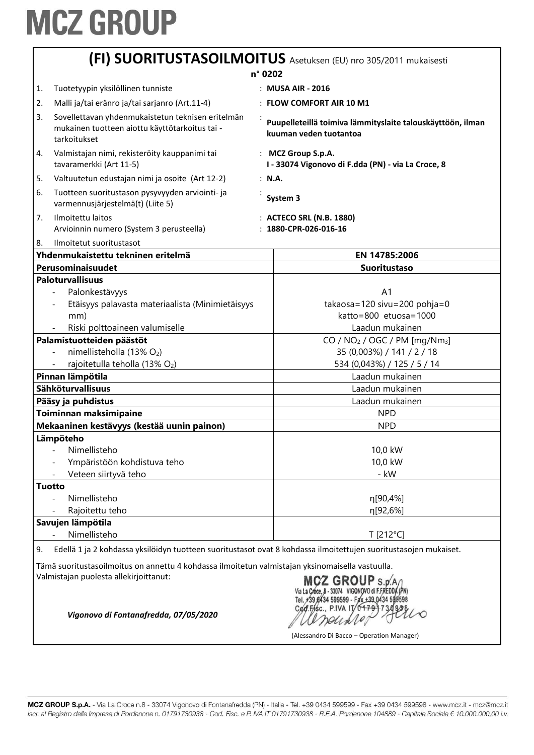# MCZ GROUP

## (FI) SUORITUSTASOILMOITUS Asetuksen (EU) nro 305/2011 mukaisesti

**n° 0202**

1. Tuotetyypin yksilöllinen tunniste : **MUSA AIR - 2016**
2. Malli ja/tai eränro ja/tai sarjanro (Art.11-4) : **FLOW COMFORT AIR 10 M1**
3. Sovellettavan yhdenmukaistetun teknisen eritelmän mukainen tuotteen aiottu käyttötarkoitus tai -tarkoitukset : **Puupelleteillä toimiva lämmityslaite talouskäyttöön, ilman kuuman veden tuotantoa**
4. Valmistajan nimi, rekisteröity kauppanimi tai tavaramerkki (Art 11-5) : **MCZ Group S.p.A. I - 33074 Vigonovo di F.dda (PN) - via La Croce, 8**
5. Valtuutetun edustajan nimi ja osoite (Art 12-2) : **N.A.**
6. Tuotteen suoritustason pysyvyyden arviointi- ja varmennusjärjestelmä(t) (Liite 5) : **System 3**
7. Ilmoitettu laitos : **ACTECO SRL (N.B. 1880)**
   Arvioinnin numero (System 3 perusteella) : **1880-CPR-026-016-16**
8. Ilmoitetut suoritustasot

| **Yhdenmukaistettu tekninen eritelmä** | **EN 14785:2006** |
|---|---|
| **Perusominaisuudet** | **Suoritustaso** |
| **Paloturvallisuus** | |
| - Palonkestävyys | A1 |
| - Etäisyys palavasta materiaalista (Minimietäisyys mm) | takaosa=120 sivu=200 pohja=0 katto=800 etuosa=1000 |
| - Riski polttoaineen valumiselle | Laadun mukainen |
| **Palamistuotteiden päästöt** | CO / $NO_2$ / OGC / PM [mg/Nm$_3$] |
| - nimellisteholla (13% $O_2$) | 35 (0,003%) / 141 / 2 / 18 |
| - rajoitetulla teholla (13% $O_2$) | 534 (0,043%) / 125 / 5 / 14 |
| **Pinnan lämpötila** | Laadun mukainen |
| **Sähköturvallisuus** | Laadun mukainen |
| **Pääsy ja puhdistus** | Laadun mukainen |
| **Toiminnan maksimipaine** | NPD |
| **Mekaaninen kestävyys (kestää uunin painon)** | NPD |
| **Lämpöteho** | |
| - Nimellisteho | 10,0 kW |
| - Ympäristöön kohdistuva teho | 10,0 kW |
| - Veteen siirtyvä teho | - kW |
| **Tuotto** | |
| - Nimellisteho | η[90,4%] |
| - Rajoitettu teho | η[92,6%] |
| **Savujen lämpötila** | |
| - Nimellisteho | T [212°C] |

9. Edellä 1 ja 2 kohdassa yksilöidyn tuotteen suoritustasot ovat 8 kohdassa ilmoitettujen suoritustasojen mukaiset.

Tämä suoritustasoilmoitus on annettu 4 kohdassa ilmoitetun valmistajan yksinomaisella vastuulla.
Valmistajan puolesta allekirjoittanut:

MCZ GROUP S.p.A.
Via La Croce, 8 - 33074 VIGONOVO di F.FREDDA (PN)
Tel. +39 0434 599599 - Fax +39 0434 599598
Cod.Fisc., P.IVA IT 01791730938

*Vigonovo di Fontanafredda, 07/05/2020*

(Alessandro Di Bacco – Operation Manager)

MCZ GROUP S.p.A. - Via La Croce n.8 - 33074 Vigonovo di Fontanafredda (PN) - Italia - Tel. +39 0434 599599 - Fax +39 0434 599598 - www.mcz.it - mcz@mcz.it
*Iscr. al Registro delle Imprese di Pordenone n. 01791730938 - Cod. Fisc. e P. IVA IT 01791730938 - R.E.A. Pordenone 104889 - Capitale Sociale € 10.000.000,00 i.v.*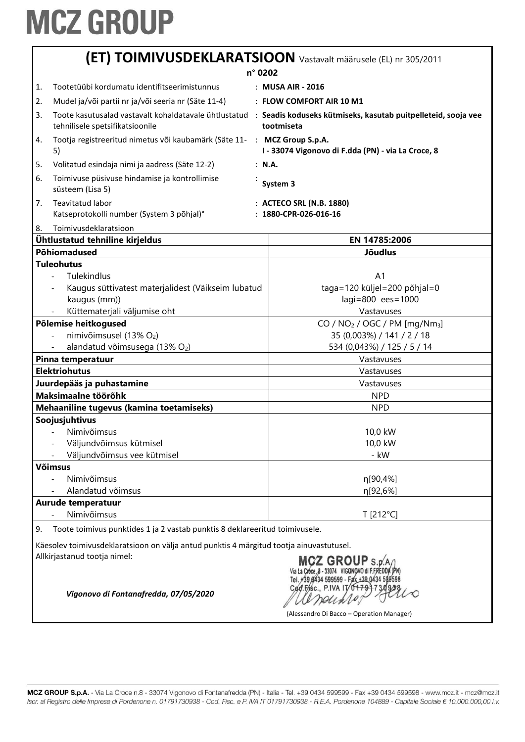# MCZ GROUP

## (ET) TOIMIVUSDEKLARATSIOON Vastavalt määrusele (EL) nr 305/2011

**n° 0202**

1. Tootetüübi kordumatu identifitseerimistunnus : **MUSA AIR - 2016**
2. Mudel ja/või partii nr ja/või seeria nr (Säte 11-4) : **FLOW COMFORT AIR 10 M1**
3. Toote kasutusalad vastavalt kohaldatavale ühtlustatud tehnilisele spetsifikatsioonile : **Seadis koduseks kütmiseks, kasutab puitpelleteid, sooja vee tootmiseta**
4. Tootja registreeritud nimetus või kaubamärk (Säte 11-5) : **MCZ Group S.p.A. I - 33074 Vigonovo di F.dda (PN) - via La Croce, 8**
5. Volitatud esindaja nimi ja aadress (Säte 12-2) : **N.A.**
6. Toimivuse püsivuse hindamise ja kontrollimise süsteem (Lisa 5) : **System 3**
7. Teavitatud labor : **ACTECO SRL (N.B. 1880)**
   Katseprotokolli number (System 3 põhjal)° : **1880-CPR-026-016-16**
8. Toimivusdeklaratsioon

| Ühtlustatud tehniline kirjeldus | EN 14785:2006 |
|---|---|
| **Põhiomadused** | **Jõudlus** |
| **Tuleohutus** | |
| - Tulekindlus | A1 |
| - Kaugus süttivatest materjalidest (Väikseim lubatud kaugus (mm)) | taga=120 küljel=200 põhjal=0 lagi=800 ees=1000 |
| - Küttematerjali väljumise oht | Vastavuses |
| **Põlemise heitkogused** | CO / $NO_2$ / OGC / PM [mg/$Nm_3$] |
| - nimivõimsusel (13% $O_2$) | 35 (0,003%) / 141 / 2 / 18 |
| - alandatud võimsusega (13% $O_2$) | 534 (0,043%) / 125 / 5 / 14 |
| **Pinna temperatuur** | Vastavuses |
| **Elektriohutus** | Vastavuses |
| **Juurdepääs ja puhastamine** | Vastavuses |
| **Maksimaalne töörõhk** | NPD |
| **Mehaaniline tugevus (kamina toetamiseks)** | NPD |
| **Soojusjuhtivus** | |
| - Nimivõimsus | 10,0 kW |
| - Väljundvõimsus kütmisel | 10,0 kW |
| - Väljundvõimsus vee kütmisel | - kW |
| **Võimsus** | |
| - Nimivõimsus | η[90,4%] |
| - Alandatud võimsus | η[92,6%] |
| **Aurude temperatuur** | |
| - Nimivõimsus | T [212°C] |

9. Toote toimivus punktides 1 ja 2 vastab punktis 8 deklareeritud toimivusele.

Käesolev toimivusdeklaratsioon on välja antud punktis 4 märgitud tootja ainuvastutusel.
Allkirjastanud tootja nimel:

MCZ GROUP S.p.A. Via La Croce, 8 - 33074 VIGONOVO di F.FREDDA (PN) Tel. +39 0434 599599 - Fax +39 0434 599598 Cod.Fisc., P.IVA IT 01791730938

*Vigonovo di Fontanafredda, 07/05/2020*

(Alessandro Di Bacco – Operation Manager)

**MCZ GROUP S.p.A.** - Via La Croce n.8 - 33074 Vigonovo di Fontanafredda (PN) - Italia - Tel. +39 0434 599599 - Fax +39 0434 599598 - www.mcz.it - mcz@mcz.it
*Iscr. al Registro delle Imprese di Pordenone n. 01791730938 - Cod. Fisc. e P. IVA IT 01791730938 - R.E.A. Pordenone 104889 - Capitale Sociale € 10.000.000,00 i.v.*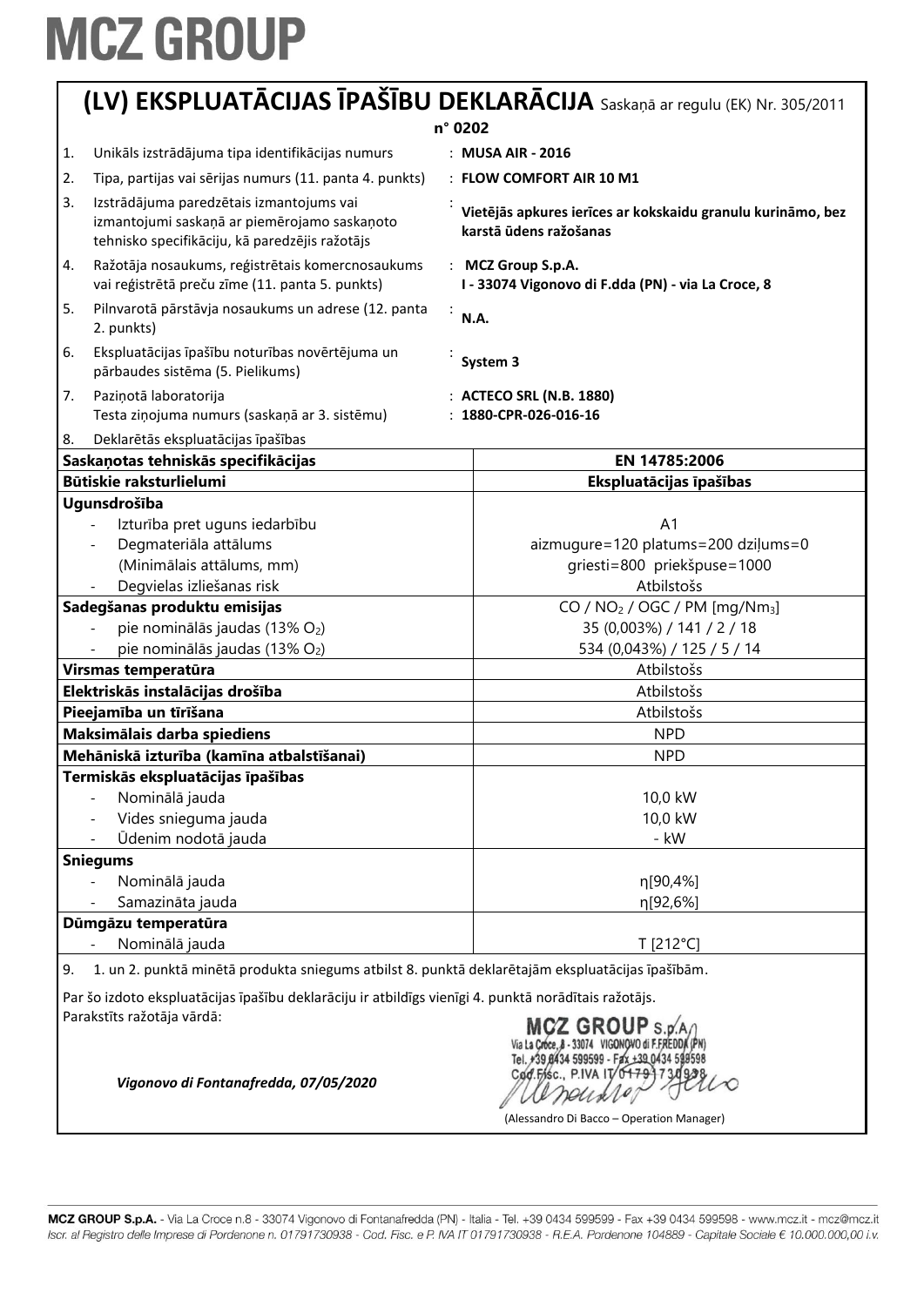# MCZ GROUP

## (LV) EKSPLUATĀCIJAS ĪPAŠĪBU DEKLARĀCIJA Saskaņā ar regulu (EK) Nr. 305/2011

**n° 0202**

| | | |
|---|---|---|
| 1. | Unikāls izstrādājuma tipa identifikācijas numurs | : **MUSA AIR - 2016** |
| 2. | Tipa, partijas vai sērijas numurs (11. panta 4. punkts) | : **FLOW COMFORT AIR 10 M1** |
| 3. | Izstrādājuma paredzētais izmantojums vai izmantojumi saskaņā ar piemērojamo saskaņoto tehnisko specifikāciju, kā paredzējis ražotājs | : **Vietējās apkures ierīces ar kokskaidu granulu kurināmo, bez karstā ūdens ražošanas** |
| 4. | Ražotāja nosaukums, reģistrētais komercnosaukums vai reģistrētā preču zīme (11. panta 5. punkts) | : **MCZ Group S.p.A. I - 33074 Vigonovo di F.dda (PN) - via La Croce, 8** |
| 5. | Pilnvarotā pārstāvja nosaukums un adrese (12. panta 2. punkts) | : **N.A.** |
| 6. | Ekspluatācijas īpašību noturības novērtējuma un pārbaudes sistēma (5. Pielikums) | : **System 3** |
| 7. | Paziņotā laboratorija<br>Testa ziņojuma numurs (saskaņā ar 3. sistēmu) | : **ACTECO SRL (N.B. 1880)**<br>: **1880-CPR-026-016-16** |
| 8. | Deklarētās ekspluatācijas īpašības | |

| **Saskaņotas tehniskās specifikācijas** | **EN 14785:2006** |
|---|---|
| **Būtiskie raksturlielumi** | **Ekspluatācijas īpašības** |
| **Ugunsdrošība** | |
| - Izturība pret uguns iedarbību | A1 |
| - Degmateriāla attālums (Minimālais attālums, mm) | aizmugure=120 platums=200 dziļums=0<br>griesti=800 priekšpuse=1000 |
| - Degvielas izliešanas risk | Atbilstošs |
| **Sadegšanas produktu emisijas** | CO / $NO_2$ / OGC / PM [mg/Nm$_3$] |
| - pie nominālās jaudas (13% $O_2$) | 35 (0,003%) / 141 / 2 / 18 |
| - pie nominālās jaudas (13% $O_2$) | 534 (0,043%) / 125 / 5 / 14 |
| **Virsmas temperatūra** | Atbilstošs |
| **Elektriskās instalācijas drošība** | Atbilstošs |
| **Pieejamība un tīrīšana** | Atbilstošs |
| **Maksimālais darba spiediens** | NPD |
| **Mehāniskā izturība (kamīna atbalstīšanai)** | NPD |
| **Termiskās ekspluatācijas īpašības** | |
| - Nominālā jauda | 10,0 kW |
| - Vides snieguma jauda | 10,0 kW |
| - Ūdenim nodotā jauda | - kW |
| **Sniegums** | |
| - Nominālā jauda | η[90,4%] |
| - Samazināta jauda | η[92,6%] |
| **Dūmgāzu temperatūra** | |
| - Nominālā jauda | T [212°C] |

9. 1. un 2. punktā minētā produkta sniegums atbilst 8. punktā deklarētajām ekspluatācijas īpašībām.

Par šo izdoto ekspluatācijas īpašību deklarāciju ir atbildīgs vienīgi 4. punktā norādītais ražotājs.
Parakstīts ražotāja vārdā:

*Vigonovo di Fontanafredda, 07/05/2020*

MCZ GROUP S.p.A. Via La Croce, 8 - 33074 VIGONOVO di F.FREDDA (PN) Tel. +39 0434 599599 - Fax +39 0434 599598 Cod.Fisc., P.IVA IT 01791730938

(Alessandro Di Bacco – Operation Manager)

**MCZ GROUP S.p.A.** - Via La Croce n.8 - 33074 Vigonovo di Fontanafredda (PN) - Italia - Tel. +39 0434 599599 - Fax +39 0434 599598 - www.mcz.it - mcz@mcz.it
*Iscr. al Registro delle Imprese di Pordenone n. 01791730938 - Cod. Fisc. e P. IVA IT 01791730938 - R.E.A. Pordenone 104889 - Capitale Sociale € 10.000.000,00 i.v.*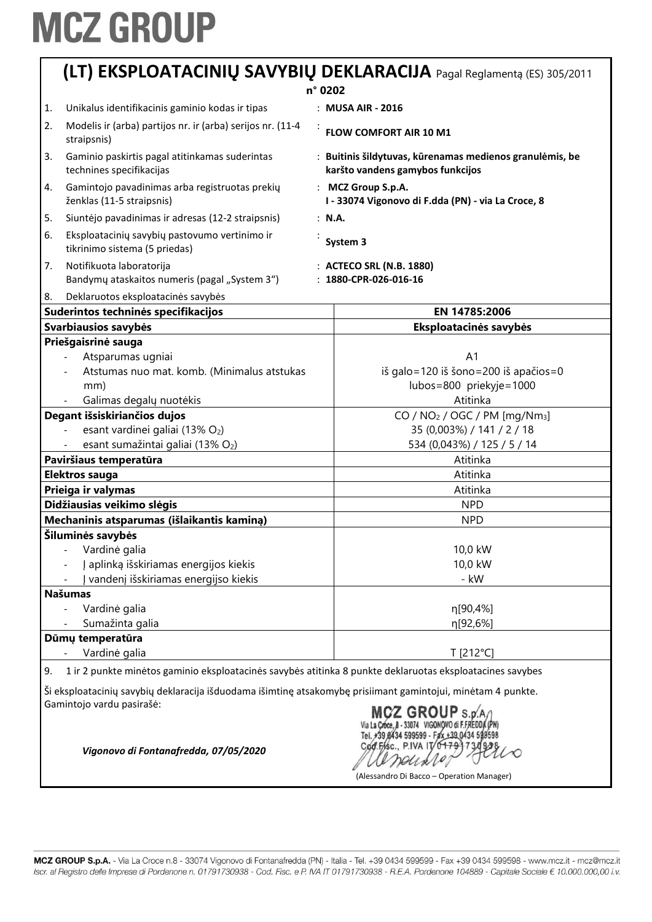# MCZ GROUP

## (LT) EKSPLOATACINIŲ SAVYBIŲ DEKLARACIJA Pagal Reglamentą (ES) 305/2011

**n° 0202**

| | | |
|---|---|---|
| 1. | Unikalus identifikacinis gaminio kodas ir tipas | : **MUSA AIR - 2016** |
| 2. | Modelis ir (arba) partijos nr. ir (arba) serijos nr. (11-4 straipsnis) | : **FLOW COMFORT AIR 10 M1** |
| 3. | Gaminio paskirtis pagal atitinkamas suderintas technines specifikacijas | : **Buitinis šildytuvas, kūrenamas medienos granulėmis, be karšto vandens gamybos funkcijos** |
| 4. | Gamintojo pavadinimas arba registruotas prekių ženklas (11-5 straipsnis) | : **MCZ Group S.p.A. I - 33074 Vigonovo di F.dda (PN) - via La Croce, 8** |
| 5. | Siuntėjo pavadinimas ir adresas (12-2 straipsnis) | : **N.A.** |
| 6. | Eksploatacinių savybių pastovumo vertinimo ir tikrinimo sistema (5 priedas) | : **System 3** |
| 7. | Notifikuota laboratorija<br>Bandymų ataskaitos numeris (pagal „System 3“) | : **ACTECO SRL (N.B. 1880)**<br>: **1880-CPR-026-016-16** |
| 8. | Deklaruotos eksploatacinės savybės | |

| **Suderintos techninės specifikacijos** | **EN 14785:2006** |
|---|---|
| **Svarbiausios savybės** | **Eksploatacinės savybės** |
| **Priešgaisrinė sauga** | |
| - Atsparumas ugniai | A1 |
| - Atstumas nuo mat. komb. (Minimalus atstukas mm) | iš galo=120 iš šono=200 iš apačios=0 lubos=800 priekyje=1000 |
| - Galimas degalų nuotėkis | Atitinka |
| **Degant išsiskiriančios dujos** | CO / $NO_2$ / OGC / PM [mg/Nm$^3$] |
| - esant vardinei galiai (13% $O_2$) | 35 (0,003%) / 141 / 2 / 18 |
| - esant sumažintai galiai (13% $O_2$) | 534 (0,043%) / 125 / 5 / 14 |
| **Paviršiaus temperatūra** | Atitinka |
| **Elektros sauga** | Atitinka |
| **Prieiga ir valymas** | Atitinka |
| **Didžiausias veikimo slėgis** | NPD |
| **Mechaninis atsparumas (išlaikantis kaminą)** | NPD |
| **Šiluminės savybės** | |
| - Vardinė galia | 10,0 kW |
| - Į aplinką išskiriamas energijos kiekis | 10,0 kW |
| - Į vandenį išskiriamas energijso kiekis | - kW |
| **Našumas** | |
| - Vardinė galia | η[90,4%] |
| - Sumažinta galia | η[92,6%] |
| **Dūmų temperatūra** | |
| - Vardinė galia | T [212°C] |

9. 1 ir 2 punkte minėtos gaminio eksploatacinės savybės atitinka 8 punkte deklaruotas eksploatacines savybes

Ši eksploatacinių savybių deklaracija išduodama išimtinę atsakomybę prisiimant gamintojui, minėtam 4 punkte.
Gamintojo vardu pasirašė:

*Vigonovo di Fontanafredda, 07/05/2020*

MCZ GROUP S.p.A. Via La Croce, 8 - 33074 VIGONOVO di F.FREDDA (PN) Tel. +39 0434 599599 - Fax +39 0434 599598 Cod. Fisc., P.IVA IT 01791730938

(Alessandro Di Bacco – Operation Manager)

**MCZ GROUP S.p.A.** - Via La Croce n.8 - 33074 Vigonovo di Fontanafredda (PN) - Italia - Tel. +39 0434 599599 - Fax +39 0434 599598 - www.mcz.it - mcz@mcz.it
*Iscr. al Registro delle Imprese di Pordenone n. 01791730938 - Cod. Fisc. e P. IVA IT 01791730938 - R.E.A. Pordenone 104889 - Capitale Sociale € 10.000.000,00 i.v.*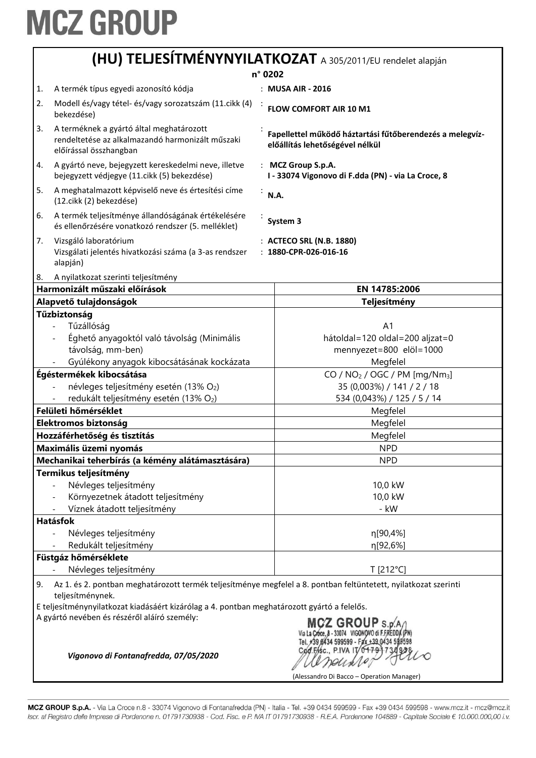# MCZ GROUP

## (HU) TELJESÍTMÉNYNYILATKOZAT A 305/2011/EU rendelet alapján

**n° 0202**

1. A termék típus egyedi azonosító kódja : **MUSA AIR - 2016**
2. Modell és/vagy tétel- és/vagy sorozatszám (11.cikk (4) bekezdése) : **FLOW COMFORT AIR 10 M1**
3. A terméknek a gyártó által meghatározott rendeltetése az alkalmazandó harmonizált műszaki előírással összhangban : **Fapellettel működő háztartási fűtőberendezés a melegvíz-előállítás lehetőségével nélkül**
4. A gyártó neve, bejegyzett kereskedelmi neve, illetve bejegyzett védjegye (11.cikk (5) bekezdése) : **MCZ Group S.p.A. I - 33074 Vigonovo di F.dda (PN) - via La Croce, 8**
5. A meghatalmazott képviselő neve és értesítési címe (12.cikk (2) bekezdése) : **N.A.**
6. A termék teljesítménye állandóságának értékelésére és ellenőrzésére vonatkozó rendszer (5. melléklet) : **System 3**
7. Vizsgáló laboratórium : **ACTECO SRL (N.B. 1880)**
   Vizsgálati jelentés hivatkozási száma (a 3-as rendszer alapján) : **1880-CPR-026-016-16**
8. A nyilatkozat szerinti teljesítmény

| **Harmonizált műszaki előírások** | **EN 14785:2006** |
|---|---|
| **Alapvető tulajdonságok** | **Teljesítmény** |
| **Tűzbiztonság** | |
| - Tűzállóság | A1 |
| - Éghető anyagoktól való távolság (Minimális távolság, mm-ben) | hátoldal=120 oldal=200 aljzat=0 mennyezet=800 elöl=1000 |
| - Gyúlékony anyagok kibocsátásának kockázata | Megfelel |
| **Égéstermékek kibocsátása** | CO / $NO_2$ / OGC / PM [mg/Nm$^3$] |
| - névleges teljesítmény esetén (13% $O_2$) | 35 (0,003%) / 141 / 2 / 18 |
| - redukált teljesítmény esetén (13% $O_2$) | 534 (0,043%) / 125 / 5 / 14 |
| **Felületi hőmérséklet** | Megfelel |
| **Elektromos biztonság** | Megfelel |
| **Hozzáférhetőség és tisztítás** | Megfelel |
| **Maximális üzemi nyomás** | NPD |
| **Mechanikai teherbírás (a kémény alátámasztására)** | NPD |
| **Termikus teljesítmény** | |
| - Névleges teljesítmény | 10,0 kW |
| - Környezetnek átadott teljesítmény | 10,0 kW |
| - Víznek átadott teljesítmény | - kW |
| **Hatásfok** | |
| - Névleges teljesítmény | η[90,4%] |
| - Redukált teljesítmény | η[92,6%] |
| **Füstgáz hőmérséklete** | |
| - Névleges teljesítmény | T [212°C] |

9. Az 1. és 2. pontban meghatározott termék teljesítménye megfelel a 8. pontban feltüntetett, nyilatkozat szerinti teljesítménynek.

E teljesítménynyilatkozat kiadásáért kizárólag a 4. pontban meghatározott gyártó a felelős.

A gyártó nevében és részéről aláíró személy:

MCZ GROUP S.p.A. Via La Croce, 8 - 33074 VIGONOVO di F.FREDDA (PN) Tel. +39 0434 599599 - Fax +39 0434 599598 Cod.Fisc., P.IVA IT 01791730938

*Vigonovo di Fontanafredda, 07/05/2020*

(Alessandro Di Bacco – Operation Manager)

MCZ GROUP S.p.A. - Via La Croce n.8 - 33074 Vigonovo di Fontanafredda (PN) - Italia - Tel. +39 0434 599599 - Fax +39 0434 599598 - www.mcz.it - mcz@mcz.it
*Iscr. al Registro delle Imprese di Pordenone n. 01791730938 - Cod. Fisc. e P. IVA IT 01791730938 - R.E.A. Pordenone 104889 - Capitale Sociale € 10.000.000,00 i.v.*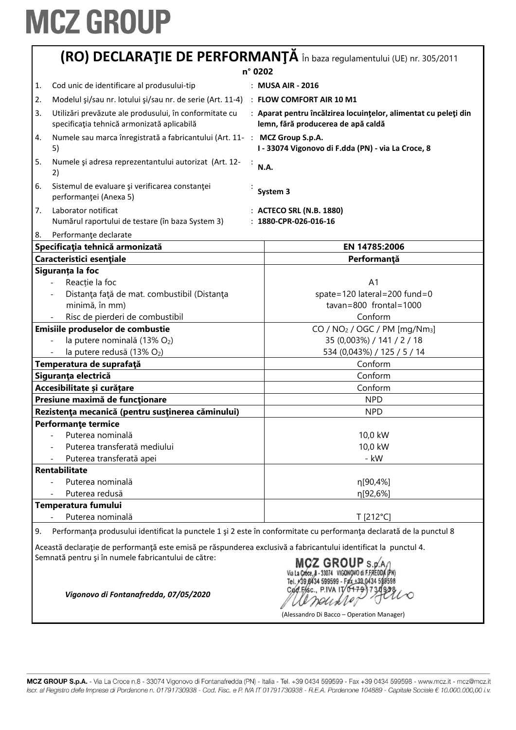# MCZ GROUP

## (RO) DECLARAŢIE DE PERFORMANŢĂ În baza regulamentului (UE) nr. 305/2011

**n° 0202**

1. Cod unic de identificare al produsului-tip : **MUSA AIR - 2016**
2. Modelul şi/sau nr. lotului şi/sau nr. de serie (Art. 11-4) : **FLOW COMFORT AIR 10 M1**
3. Utilizări prevăzute ale produsului, în conformitate cu specificaţia tehnică armonizată aplicabilă : **Aparat pentru încălzirea locuinţelor, alimentat cu peleţi din lemn, fără producerea de apă caldă**
4. Numele sau marca înregistrată a fabricantului (Art. 11-5) : **MCZ Group S.p.A. I - 33074 Vigonovo di F.dda (PN) - via La Croce, 8**
5. Numele şi adresa reprezentantului autorizat (Art. 12-2) : **N.A.**
6. Sistemul de evaluare şi verificarea constanţei performanţei (Anexa 5) : **System 3**
7. Laborator notificat : **ACTECO SRL (N.B. 1880)**
   Numărul raportului de testare (în baza System 3) : **1880-CPR-026-016-16**
8. Performanţe declarate

| **Specificaţia tehnică armonizată** | **EN 14785:2006** |
|---|---|
| **Caracteristici esenţiale** | **Performanţă** |
| **Siguranța la foc** | |
| - Reacție la foc | A1 |
| - Distanţa faţă de mat. combustibil (Distanţa minimă, în mm) | spate=120 lateral=200 fund=0 tavan=800 frontal=1000 |
| - Risc de pierderi de combustibil | Conform |
| **Emisiile produselor de combustie** | CO / $NO_2$ / OGC / PM [mg/Nm$_3$] |
| - la putere nominală (13% $O_2$) | 35 (0,003%) / 141 / 2 / 18 |
| - la putere redusă (13% $O_2$) | 534 (0,043%) / 125 / 5 / 14 |
| **Temperatura de suprafaţă** | Conform |
| **Siguranța electrică** | Conform |
| **Accesibilitate și curățare** | Conform |
| **Presiune maximă de funcţionare** | NPD |
| **Rezistenţa mecanică (pentru susţinerea căminului)** | NPD |
| **Performanţe termice** | |
| - Puterea nominală | 10,0 kW |
| - Puterea transferată mediului | 10,0 kW |
| - Puterea transferată apei | - kW |
| **Rentabilitate** | |
| - Puterea nominală | η[90,4%] |
| - Puterea redusă | η[92,6%] |
| **Temperatura fumului** | |
| - Puterea nominală | T [212°C] |

9. Performanţa produsului identificat la punctele 1 şi 2 este în conformitate cu performanţa declarată de la punctul 8

Această declaraţie de performanţă este emisă pe răspunderea exclusivă a fabricantului identificat la punctul 4.
Semnată pentru şi în numele fabricantului de către:

*Vigonovo di Fontanafredda, 07/05/2020*

MCZ GROUP S.p.A. Via La Croce, 8 - 33074 VIGONOVO di F.FREDDA (PN) Tel. +39 0434 599599 - Fax +39 0434 599598 Cod.Fisc., P.IVA IT 01791730938

(Alessandro Di Bacco – Operation Manager)

MCZ GROUP S.p.A. - Via La Croce n.8 - 33074 Vigonovo di Fontanafredda (PN) - Italia - Tel. +39 0434 599599 - Fax +39 0434 599598 - www.mcz.it - mcz@mcz.it
*Iscr. al Registro delle Imprese di Pordenone n. 01791730938 - Cod. Fisc. e P. IVA IT 01791730938 - R.E.A. Pordenone 104889 - Capitale Sociale € 10.000.000,00 i.v.*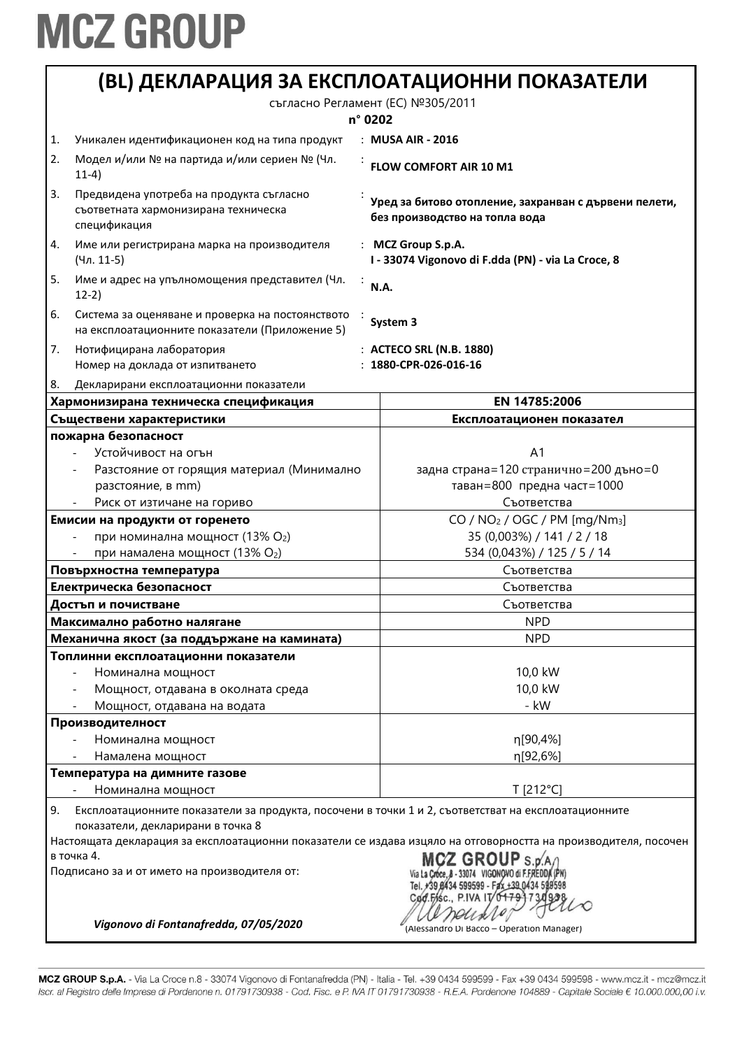# MCZ GROUP

## (BL) ДЕКЛАРАЦИЯ ЗА ЕКСПЛОАТАЦИОННИ ПОКАЗАТЕЛИ

съгласно Регламент (ЕС) №305/2011

**n° 0202**

1. Уникален идентификационен код на типа продукт : **MUSA AIR - 2016**
2. Модел и/или № на партида и/или сериен № (Чл. 11-4) : **FLOW COMFORT AIR 10 M1**
3. Предвидена употреба на продукта съгласно съответната хармонизирана техническа спецификация : **Уред за битово отопление, захранван с дървени пелети, без производство на топла вода**
4. Име или регистрирана марка на производителя (Чл. 11-5) : **MCZ Group S.p.A. I - 33074 Vigonovo di F.dda (PN) - via La Croce, 8**
5. Име и адрес на упълномощения представител (Чл. 12-2) : **N.A.**
6. Система за оценяване и проверка на постоянството на експлоатационните показатели (Приложение 5) : **System 3**
7. Нотифицирана лаборатория : **ACTECO SRL (N.B. 1880)**
   Номер на доклада от изпитването : **1880-CPR-026-016-16**
8. Декларирани експлоатационни показатели

| **Хармонизирана техническа спецификация** | **EN 14785:2006** |
|---|---|
| **Съществени характеристики** | **Експлоатационен показател** |
| **пожарна безопасност** | |
| - Устойчивост на огън | A1 |
| - Разстояние от горящия материал (Минимално разстояние, в mm) | задна страна=120 странично=200 дъно=0 таван=800 предна част=1000 |
| - Риск от изтичане на гориво | Съответства |
| **Емисии на продукти от горенето** | CO / $NO_2$ / OGC / PM [mg/Nm$_3$] |
| - при номинална мощност (13% $O_2$) | 35 (0,003%) / 141 / 2 / 18 |
| - при намалена мощност (13% $O_2$) | 534 (0,043%) / 125 / 5 / 14 |
| **Повърхностна температура** | Съответства |
| **Електрическа безопасност** | Съответства |
| **Достъп и почистване** | Съответства |
| **Максимално работно налягане** | NPD |
| **Механична якост (за поддържане на камината)** | NPD |
| **Топлинни експлоатационни показатели** | |
| - Номинална мощност | 10,0 kW |
| - Мощност, отдавана в околната среда | 10,0 kW |
| - Мощност, отдавана на водата | - kW |
| **Производителност** | |
| - Номинална мощност | η[90,4%] |
| - Намалена мощност | η[92,6%] |
| **Температура на димните газове** | |
| - Номинална мощност | T [212°C] |

9. Експлоатационните показатели за продукта, посочени в точки 1 и 2, съответстват на експлоатационните показатели, декларирани в точка 8

Настоящата декларация за експлоатационни показатели се издава изцяло на отговорността на производителя, посочен в точка 4.

Подписано за и от името на производителя от:

MCZ GROUP S.p.A. Via La Croce, 8 - 33074 VIGONOVO di F.FREDDA (PN) Tel. +39 0434 599599 - Fax +39 0434 599598 Cod.Fisc., P.IVA IT 01791730938

*Vigonovo di Fontanafredda, 07/05/2020*

(Alessandro Di Bacco – Operation Manager)

**MCZ GROUP S.p.A.** - Via La Croce n.8 - 33074 Vigonovo di Fontanafredda (PN) - Italia - Tel. +39 0434 599599 - Fax +39 0434 599598 - www.mcz.it - mcz@mcz.it
*Iscr. al Registro delle Imprese di Pordenone n. 01791730938 - Cod. Fisc. e P. IVA IT 01791730938 - R.E.A. Pordenone 104889 - Capitale Sociale € 10.000.000,00 i.v.*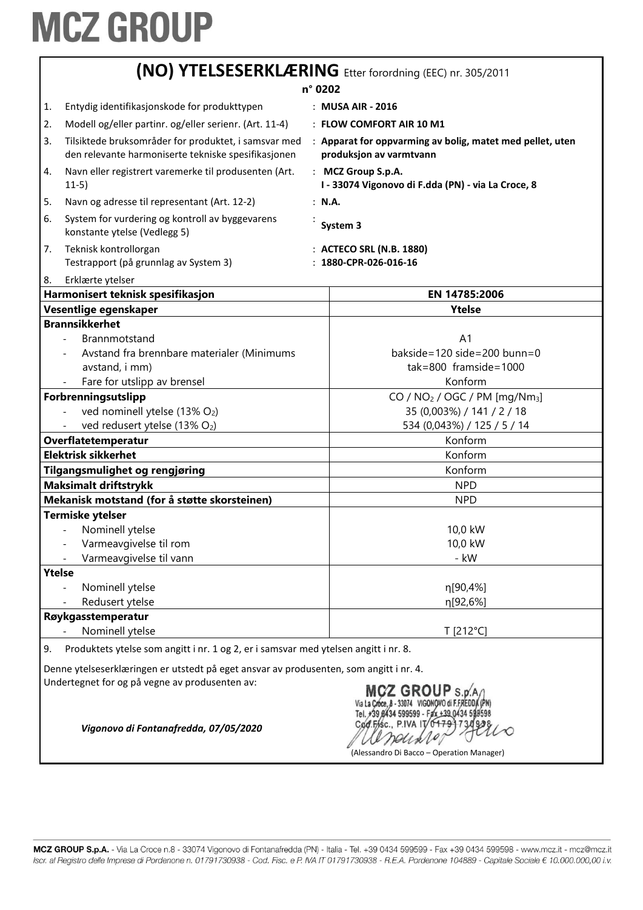# MCZ GROUP

## (NO) YTELSESERKLÆRING Etter forordning (EEC) nr. 305/2011

**n° 0202**

| | | |
|---|---|---|
| 1. | Entydig identifikasjonskode for produkttypen | : **MUSA AIR - 2016** |
| 2. | Modell og/eller partinr. og/eller serienr. (Art. 11-4) | : **FLOW COMFORT AIR 10 M1** |
| 3. | Tilsiktede bruksområder for produktet, i samsvar med den relevante harmoniserte tekniske spesifikasjonen | : **Apparat for oppvarming av bolig, matet med pellet, uten produksjon av varmtvann** |
| 4. | Navn eller registrert varemerke til produsenten (Art. 11-5) | : **MCZ Group S.p.A.** **I - 33074 Vigonovo di F.dda (PN) - via La Croce, 8** |
| 5. | Navn og adresse til representant (Art. 12-2) | : **N.A.** |
| 6. | System for vurdering og kontroll av byggevarens konstante ytelse (Vedlegg 5) | : **System 3** |
| 7. | Teknisk kontrollorgan Testrapport (på grunnlag av System 3) | : **ACTECO SRL (N.B. 1880)** : **1880-CPR-026-016-16** |
| 8. | Erklærte ytelser | |

| **Harmonisert teknisk spesifikasjon** | **EN 14785:2006** |
|---|---|
| **Vesentlige egenskaper** | **Ytelse** |
| **Brannsikkerhet** | |
| - Brannmotstand | A1 |
| - Avstand fra brennbare materialer (Minimums avstand, i mm) | bakside=120 side=200 bunn=0 tak=800 framside=1000 |
| - Fare for utslipp av brensel | Konform |
| **Forbrenningsutslipp** | CO / $NO_2$ / OGC / PM [mg/$Nm_3$] |
| - ved nominell ytelse (13% $O_2$) | 35 (0,003%) / 141 / 2 / 18 |
| - ved redusert ytelse (13% $O_2$) | 534 (0,043%) / 125 / 5 / 14 |
| **Overflatetemperatur** | Konform |
| **Elektrisk sikkerhet** | Konform |
| **Tilgangsmulighet og rengjøring** | Konform |
| **Maksimalt driftstrykk** | NPD |
| **Mekanisk motstand (for å støtte skorsteinen)** | NPD |
| **Termiske ytelser** | |
| - Nominell ytelse | 10,0 kW |
| - Varmeavgivelse til rom | 10,0 kW |
| - Varmeavgivelse til vann | - kW |
| **Ytelse** | |
| - Nominell ytelse | η[90,4%] |
| - Redusert ytelse | η[92,6%] |
| **Røykgasstemperatur** | |
| - Nominell ytelse | T [212°C] |

9. Produktets ytelse som angitt i nr. 1 og 2, er i samsvar med ytelsen angitt i nr. 8.

Denne ytelseserklæringen er utstedt på eget ansvar av produsenten, som angitt i nr. 4.
Undertegnet for og på vegne av produsenten av:

*Vigonovo di Fontanafredda, 07/05/2020*

MCZ GROUP S.p.A.
Via La Croce, 8 - 33074 VIGONOVO di F.FREDDA (PN)
Tel. +39 0434 599599 - Fax +39 0434 599598
Cod.Fisc., P.IVA IT 01791730938

(Alessandro Di Bacco – Operation Manager)

**MCZ GROUP S.p.A.** - Via La Croce n.8 - 33074 Vigonovo di Fontanafredda (PN) - Italia - Tel. +39 0434 599599 - Fax +39 0434 599598 - www.mcz.it - mcz@mcz.it
*Iscr. al Registro delle Imprese di Pordenone n. 01791730938 - Cod. Fisc. e P. IVA IT 01791730938 - R.E.A. Pordenone 104889 - Capitale Sociale € 10.000.000,00 i.v.*